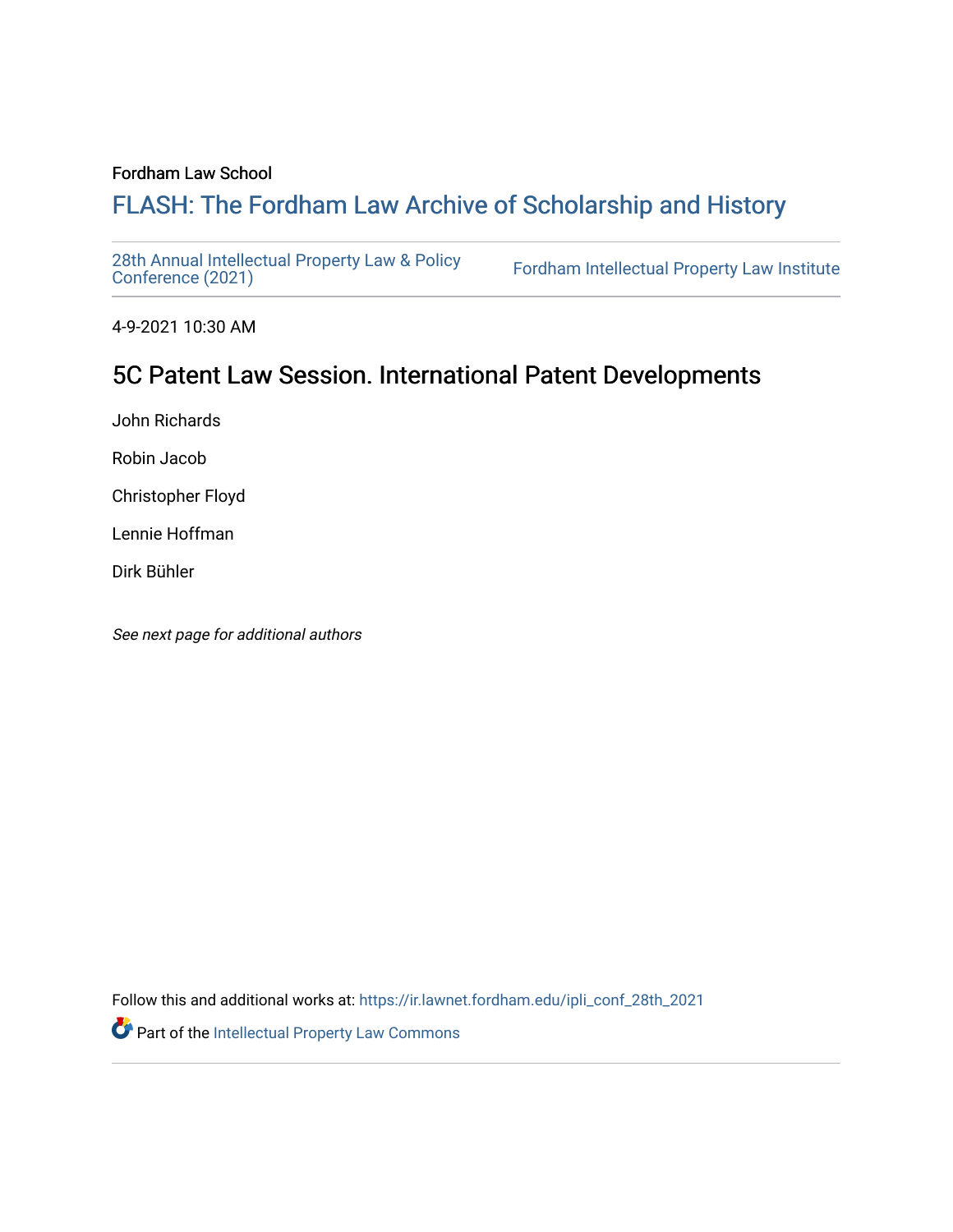Fordham Law School

# FLASH: The Fordham Law Archive of Scholarship and History

28th Annual Intellectual Property Law & Policy Conference (2021)

Fordham Intellectual Property Law Institute

4-9-2021 10:30 AM

## 5C Patent Law Session. International Patent Developments

John Richards

Robin Jacob

Christopher Floyd

Lennie Hoffman

Dirk Bühler

*See next page for additional authors*

Follow this and additional works at: https://ir.lawnet.fordham.edu/ipli_conf_28th_2021

Part of the Intellectual Property Law Commons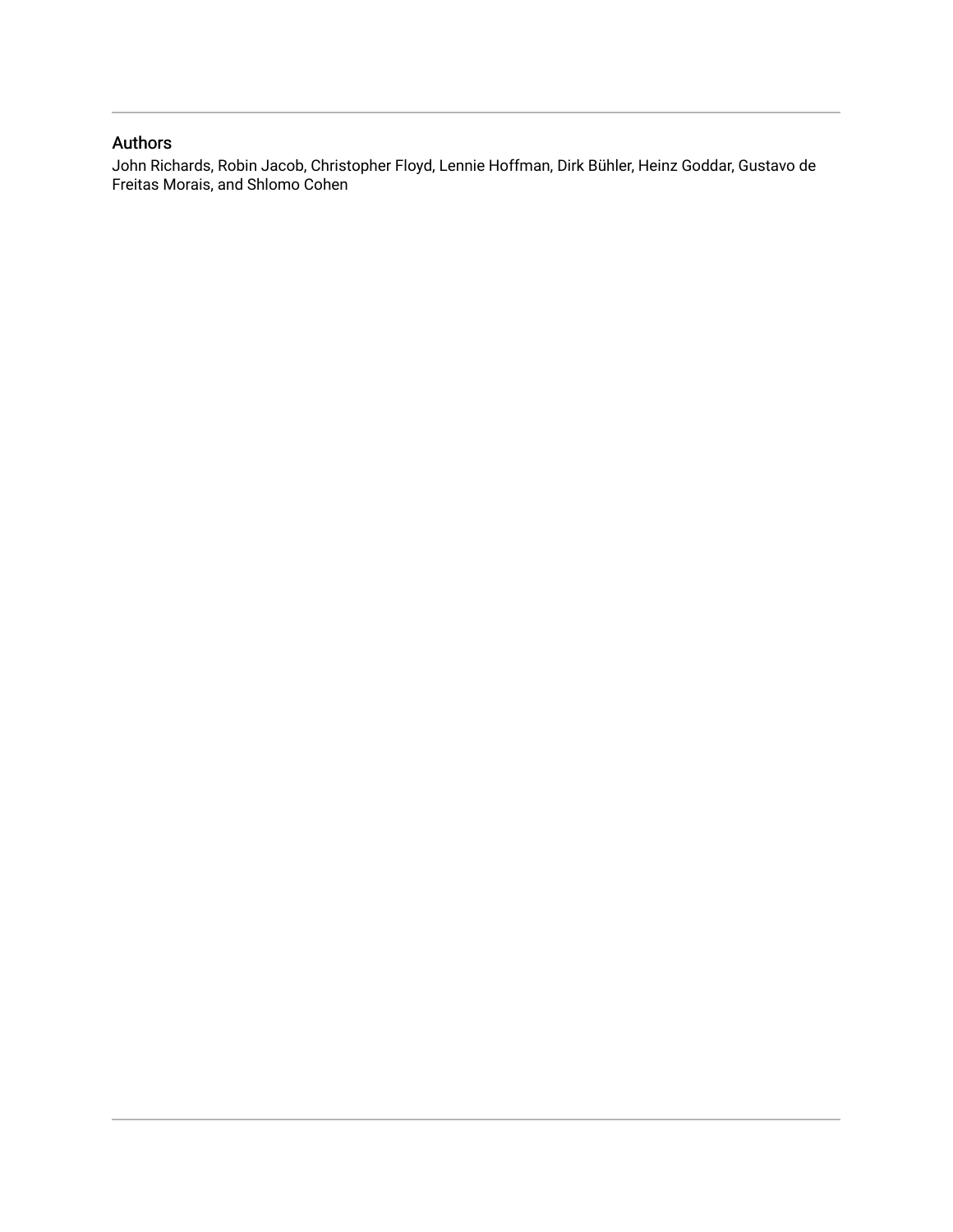## Authors

John Richards, Robin Jacob, Christopher Floyd, Lennie Hoffman, Dirk Bühler, Heinz Goddar, Gustavo de Freitas Morais, and Shlomo Cohen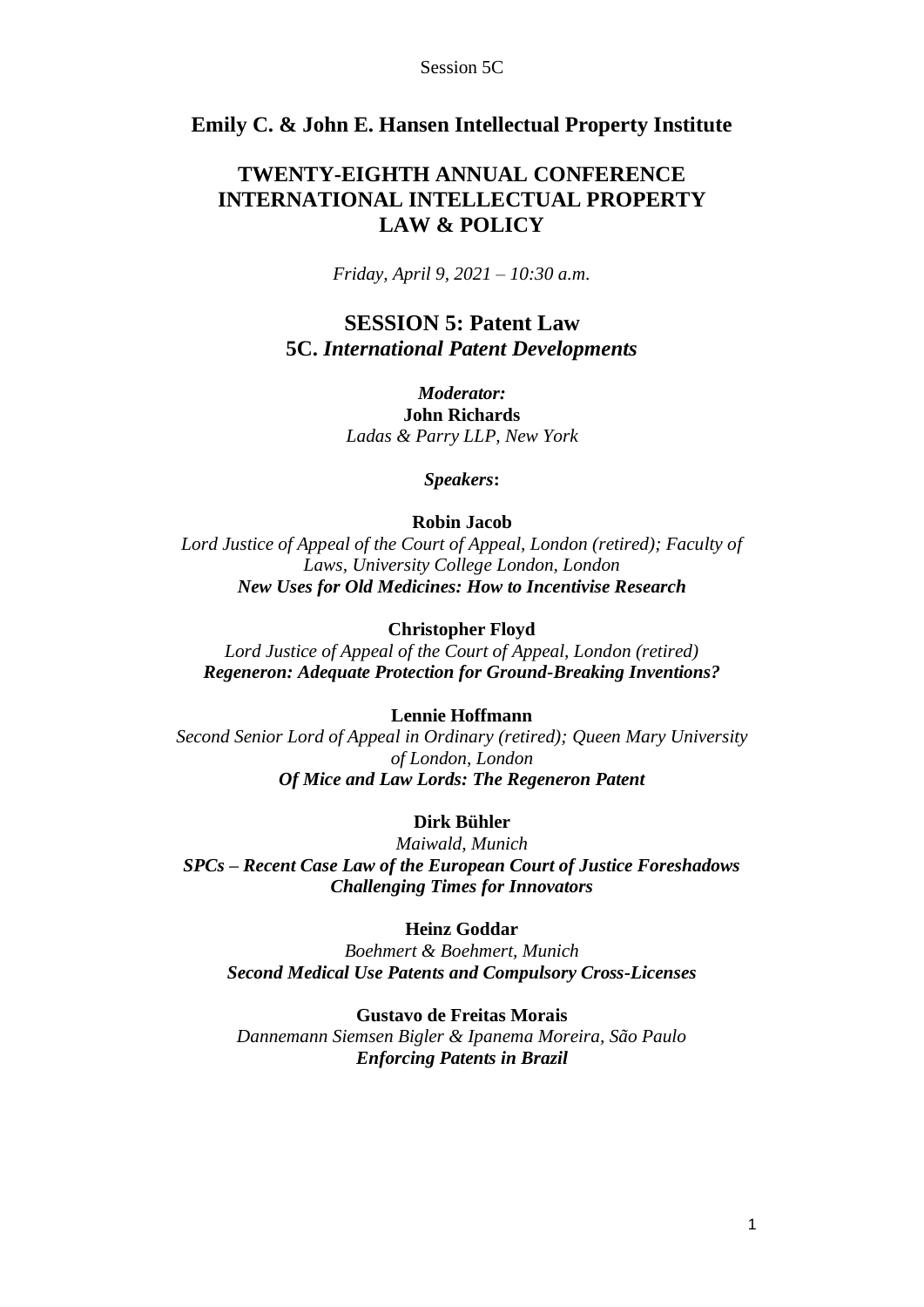**Emily C. & John E. Hansen Intellectual Property Institute**

# TWENTY-EIGHTH ANNUAL CONFERENCE INTERNATIONAL INTELLECTUAL PROPERTY LAW & POLICY

*Friday, April 9, 2021 – 10:30 a.m.*

## SESSION 5: Patent Law
## 5C. *International Patent Developments*

***Moderator:***
**John Richards**
*Ladas & Parry LLP, New York*

***Speakers*:**

**Robin Jacob**
*Lord Justice of Appeal of the Court of Appeal, London (retired); Faculty of Laws, University College London, London*
***New Uses for Old Medicines: How to Incentivise Research***

**Christopher Floyd**
*Lord Justice of Appeal of the Court of Appeal, London (retired)*
***Regeneron: Adequate Protection for Ground-Breaking Inventions?***

**Lennie Hoffmann**
*Second Senior Lord of Appeal in Ordinary (retired); Queen Mary University of London, London*
***Of Mice and Law Lords: The Regeneron Patent***

**Dirk Bühler**
*Maiwald, Munich*
***SPCs – Recent Case Law of the European Court of Justice Foreshadows Challenging Times for Innovators***

**Heinz Goddar**
*Boehmert & Boehmert, Munich*
***Second Medical Use Patents and Compulsory Cross-Licenses***

**Gustavo de Freitas Morais**
*Dannemann Siemsen Bigler & Ipanema Moreira, São Paulo*
***Enforcing Patents in Brazil***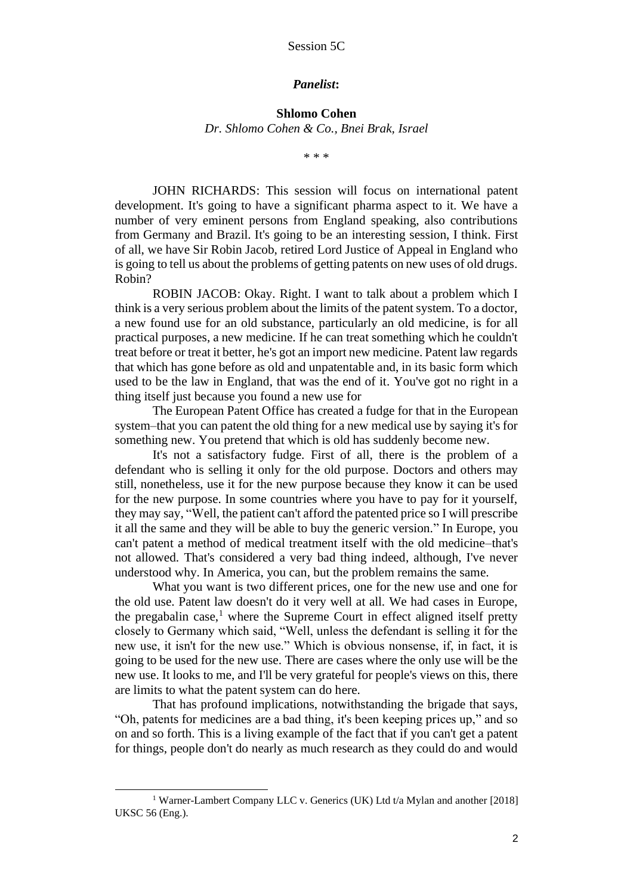Session 5C

***Panelist*:**

**Shlomo Cohen**

*Dr. Shlomo Cohen & Co., Bnei Brak, Israel*

\* \* \*

JOHN RICHARDS: This session will focus on international patent development. It's going to have a significant pharma aspect to it. We have a number of very eminent persons from England speaking, also contributions from Germany and Brazil. It's going to be an interesting session, I think. First of all, we have Sir Robin Jacob, retired Lord Justice of Appeal in England who is going to tell us about the problems of getting patents on new uses of old drugs. Robin?

ROBIN JACOB: Okay. Right. I want to talk about a problem which I think is a very serious problem about the limits of the patent system. To a doctor, a new found use for an old substance, particularly an old medicine, is for all practical purposes, a new medicine. If he can treat something which he couldn't treat before or treat it better, he's got an import new medicine. Patent law regards that which has gone before as old and unpatentable and, in its basic form which used to be the law in England, that was the end of it. You've got no right in a thing itself just because you found a new use for

The European Patent Office has created a fudge for that in the European system–that you can patent the old thing for a new medical use by saying it's for something new. You pretend that which is old has suddenly become new.

It's not a satisfactory fudge. First of all, there is the problem of a defendant who is selling it only for the old purpose. Doctors and others may still, nonetheless, use it for the new purpose because they know it can be used for the new purpose. In some countries where you have to pay for it yourself, they may say, "Well, the patient can't afford the patented price so I will prescribe it all the same and they will be able to buy the generic version." In Europe, you can't patent a method of medical treatment itself with the old medicine–that's not allowed. That's considered a very bad thing indeed, although, I've never understood why. In America, you can, but the problem remains the same.

What you want is two different prices, one for the new use and one for the old use. Patent law doesn't do it very well at all. We had cases in Europe, the pregabalin case,[1] where the Supreme Court in effect aligned itself pretty closely to Germany which said, "Well, unless the defendant is selling it for the new use, it isn't for the new use." Which is obvious nonsense, if, in fact, it is going to be used for the new use. There are cases where the only use will be the new use. It looks to me, and I'll be very grateful for people's views on this, there are limits to what the patent system can do here.

That has profound implications, notwithstanding the brigade that says, "Oh, patents for medicines are a bad thing, it's been keeping prices up," and so on and so forth. This is a living example of the fact that if you can't get a patent for things, people don't do nearly as much research as they could do and would

---

[1] Warner-Lambert Company LLC v. Generics (UK) Ltd t/a Mylan and another [2018] UKSC 56 (Eng.).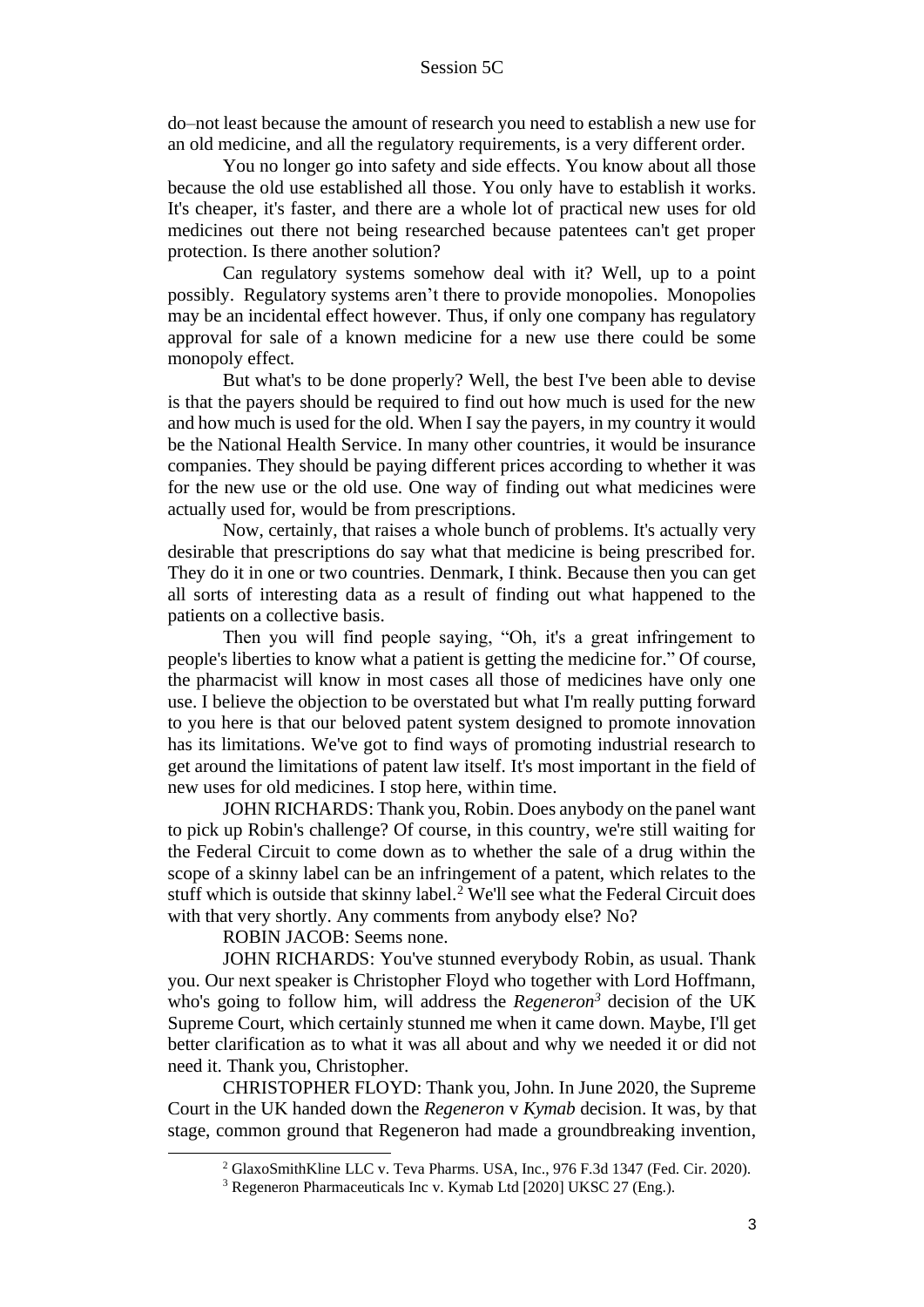do–not least because the amount of research you need to establish a new use for an old medicine, and all the regulatory requirements, is a very different order.

You no longer go into safety and side effects. You know about all those because the old use established all those. You only have to establish it works. It's cheaper, it's faster, and there are a whole lot of practical new uses for old medicines out there not being researched because patentees can't get proper protection. Is there another solution?

Can regulatory systems somehow deal with it? Well, up to a point possibly. Regulatory systems aren't there to provide monopolies. Monopolies may be an incidental effect however. Thus, if only one company has regulatory approval for sale of a known medicine for a new use there could be some monopoly effect.

But what's to be done properly? Well, the best I've been able to devise is that the payers should be required to find out how much is used for the new and how much is used for the old. When I say the payers, in my country it would be the National Health Service. In many other countries, it would be insurance companies. They should be paying different prices according to whether it was for the new use or the old use. One way of finding out what medicines were actually used for, would be from prescriptions.

Now, certainly, that raises a whole bunch of problems. It's actually very desirable that prescriptions do say what that medicine is being prescribed for. They do it in one or two countries. Denmark, I think. Because then you can get all sorts of interesting data as a result of finding out what happened to the patients on a collective basis.

Then you will find people saying, "Oh, it's a great infringement to people's liberties to know what a patient is getting the medicine for." Of course, the pharmacist will know in most cases all those of medicines have only one use. I believe the objection to be overstated but what I'm really putting forward to you here is that our beloved patent system designed to promote innovation has its limitations. We've got to find ways of promoting industrial research to get around the limitations of patent law itself. It's most important in the field of new uses for old medicines. I stop here, within time.

JOHN RICHARDS: Thank you, Robin. Does anybody on the panel want to pick up Robin's challenge? Of course, in this country, we're still waiting for the Federal Circuit to come down as to whether the sale of a drug within the scope of a skinny label can be an infringement of a patent, which relates to the stuff which is outside that skinny label.[2] We'll see what the Federal Circuit does with that very shortly. Any comments from anybody else? No?

ROBIN JACOB: Seems none.

JOHN RICHARDS: You've stunned everybody Robin, as usual. Thank you. Our next speaker is Christopher Floyd who together with Lord Hoffmann, who's going to follow him, will address the *Regeneron*[3] decision of the UK Supreme Court, which certainly stunned me when it came down. Maybe, I'll get better clarification as to what it was all about and why we needed it or did not need it. Thank you, Christopher.

CHRISTOPHER FLOYD: Thank you, John. In June 2020, the Supreme Court in the UK handed down the *Regeneron* v *Kymab* decision. It was, by that stage, common ground that Regeneron had made a groundbreaking invention,

[2] GlaxoSmithKline LLC v. Teva Pharms. USA, Inc., 976 F.3d 1347 (Fed. Cir. 2020).

[3] Regeneron Pharmaceuticals Inc v. Kymab Ltd [2020] UKSC 27 (Eng.).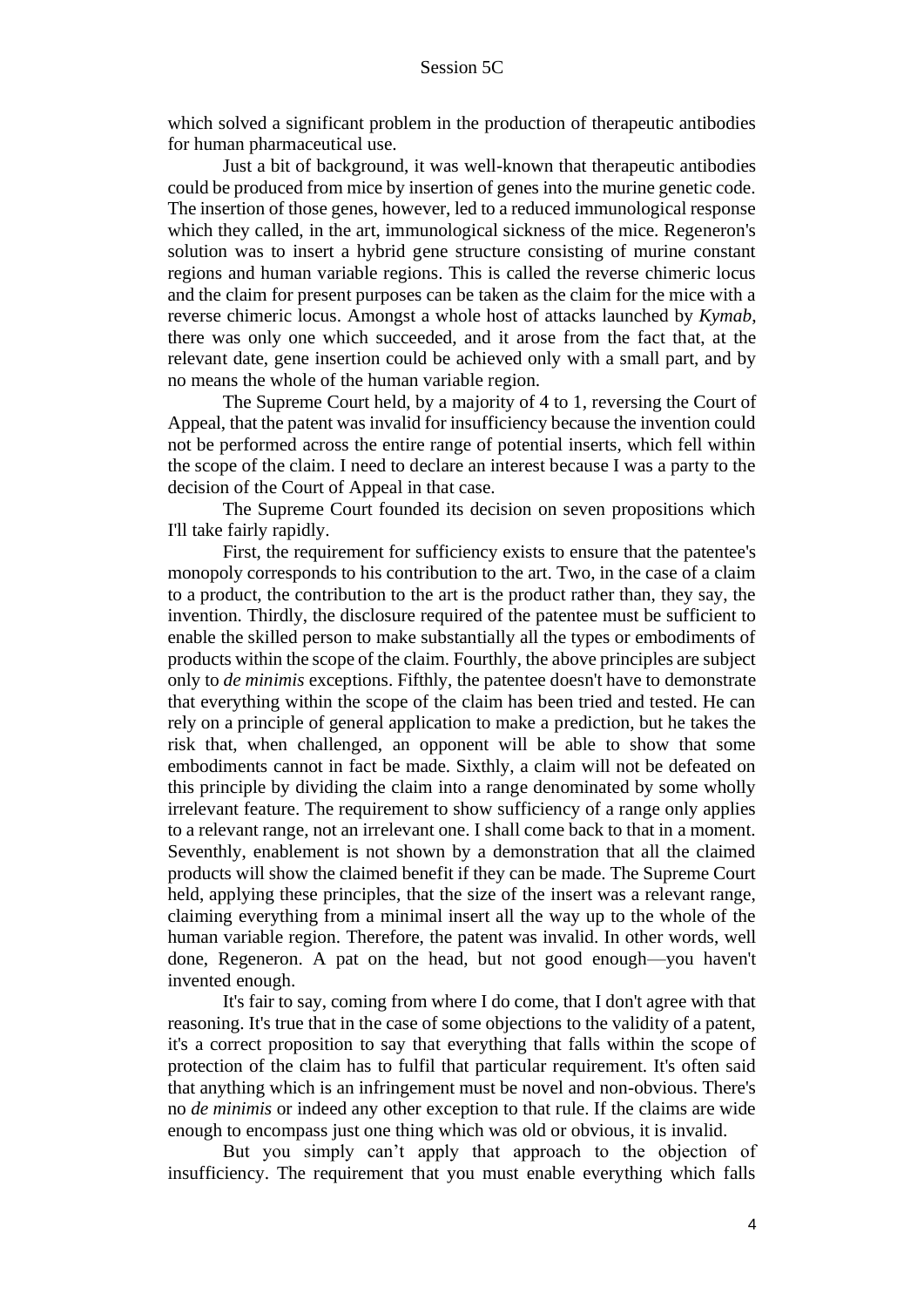which solved a significant problem in the production of therapeutic antibodies for human pharmaceutical use.

Just a bit of background, it was well-known that therapeutic antibodies could be produced from mice by insertion of genes into the murine genetic code. The insertion of those genes, however, led to a reduced immunological response which they called, in the art, immunological sickness of the mice. Regeneron's solution was to insert a hybrid gene structure consisting of murine constant regions and human variable regions. This is called the reverse chimeric locus and the claim for present purposes can be taken as the claim for the mice with a reverse chimeric locus. Amongst a whole host of attacks launched by *Kymab*, there was only one which succeeded, and it arose from the fact that, at the relevant date, gene insertion could be achieved only with a small part, and by no means the whole of the human variable region.

The Supreme Court held, by a majority of 4 to 1, reversing the Court of Appeal, that the patent was invalid for insufficiency because the invention could not be performed across the entire range of potential inserts, which fell within the scope of the claim. I need to declare an interest because I was a party to the decision of the Court of Appeal in that case.

The Supreme Court founded its decision on seven propositions which I'll take fairly rapidly.

First, the requirement for sufficiency exists to ensure that the patentee's monopoly corresponds to his contribution to the art. Two, in the case of a claim to a product, the contribution to the art is the product rather than, they say, the invention. Thirdly, the disclosure required of the patentee must be sufficient to enable the skilled person to make substantially all the types or embodiments of products within the scope of the claim. Fourthly, the above principles are subject only to *de minimis* exceptions. Fifthly, the patentee doesn't have to demonstrate that everything within the scope of the claim has been tried and tested. He can rely on a principle of general application to make a prediction, but he takes the risk that, when challenged, an opponent will be able to show that some embodiments cannot in fact be made. Sixthly, a claim will not be defeated on this principle by dividing the claim into a range denominated by some wholly irrelevant feature. The requirement to show sufficiency of a range only applies to a relevant range, not an irrelevant one. I shall come back to that in a moment. Seventhly, enablement is not shown by a demonstration that all the claimed products will show the claimed benefit if they can be made. The Supreme Court held, applying these principles, that the size of the insert was a relevant range, claiming everything from a minimal insert all the way up to the whole of the human variable region. Therefore, the patent was invalid. In other words, well done, Regeneron. A pat on the head, but not good enough—you haven't invented enough.

It's fair to say, coming from where I do come, that I don't agree with that reasoning. It's true that in the case of some objections to the validity of a patent, it's a correct proposition to say that everything that falls within the scope of protection of the claim has to fulfil that particular requirement. It's often said that anything which is an infringement must be novel and non-obvious. There's no *de minimis* or indeed any other exception to that rule. If the claims are wide enough to encompass just one thing which was old or obvious, it is invalid.

But you simply can't apply that approach to the objection of insufficiency. The requirement that you must enable everything which falls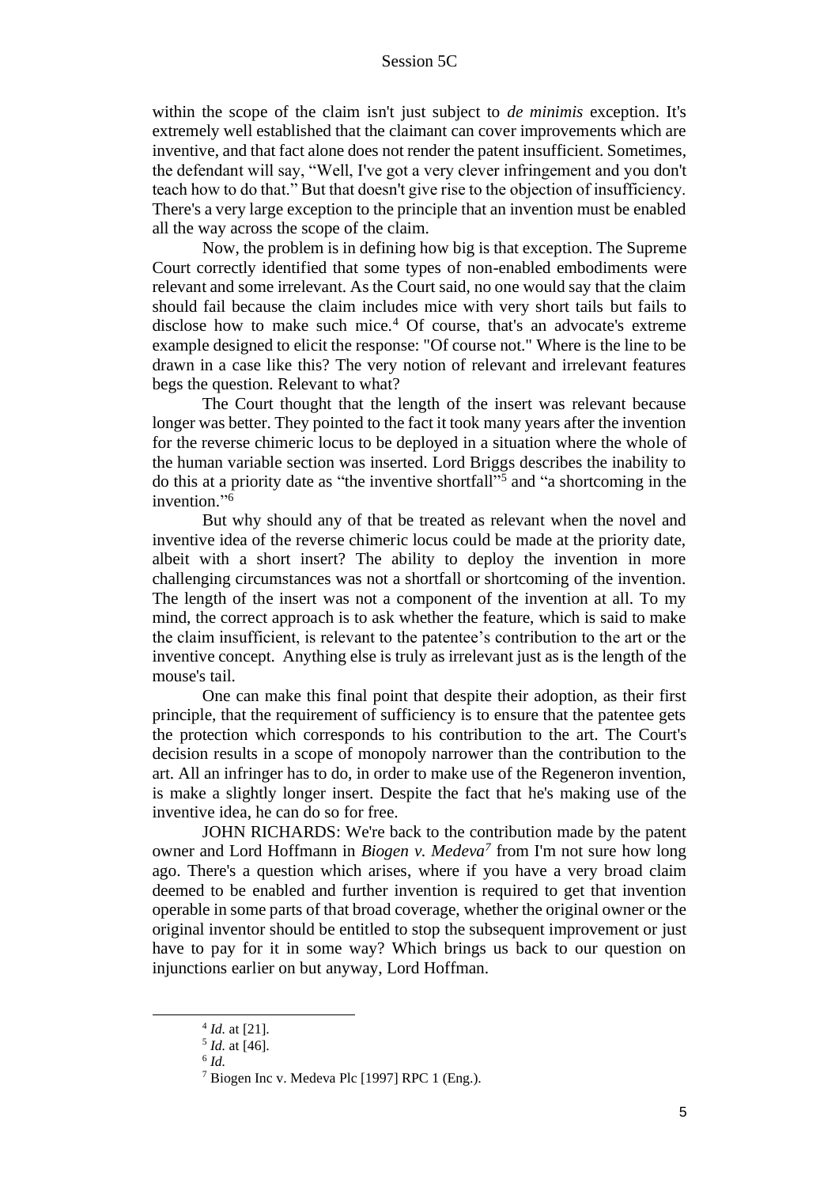within the scope of the claim isn't just subject to *de minimis* exception. It's extremely well established that the claimant can cover improvements which are inventive, and that fact alone does not render the patent insufficient. Sometimes, the defendant will say, "Well, I've got a very clever infringement and you don't teach how to do that." But that doesn't give rise to the objection of insufficiency. There's a very large exception to the principle that an invention must be enabled all the way across the scope of the claim.

Now, the problem is in defining how big is that exception. The Supreme Court correctly identified that some types of non-enabled embodiments were relevant and some irrelevant. As the Court said, no one would say that the claim should fail because the claim includes mice with very short tails but fails to disclose how to make such mice.[4] Of course, that's an advocate's extreme example designed to elicit the response: "Of course not." Where is the line to be drawn in a case like this? The very notion of relevant and irrelevant features begs the question. Relevant to what?

The Court thought that the length of the insert was relevant because longer was better. They pointed to the fact it took many years after the invention for the reverse chimeric locus to be deployed in a situation where the whole of the human variable section was inserted. Lord Briggs describes the inability to do this at a priority date as "the inventive shortfall"[5] and "a shortcoming in the invention."[6]

But why should any of that be treated as relevant when the novel and inventive idea of the reverse chimeric locus could be made at the priority date, albeit with a short insert? The ability to deploy the invention in more challenging circumstances was not a shortfall or shortcoming of the invention. The length of the insert was not a component of the invention at all. To my mind, the correct approach is to ask whether the feature, which is said to make the claim insufficient, is relevant to the patentee's contribution to the art or the inventive concept. Anything else is truly as irrelevant just as is the length of the mouse's tail.

One can make this final point that despite their adoption, as their first principle, that the requirement of sufficiency is to ensure that the patentee gets the protection which corresponds to his contribution to the art. The Court's decision results in a scope of monopoly narrower than the contribution to the art. All an infringer has to do, in order to make use of the Regeneron invention, is make a slightly longer insert. Despite the fact that he's making use of the inventive idea, he can do so for free.

JOHN RICHARDS: We're back to the contribution made by the patent owner and Lord Hoffmann in *Biogen v. Medeva*[7] from I'm not sure how long ago. There's a question which arises, where if you have a very broad claim deemed to be enabled and further invention is required to get that invention operable in some parts of that broad coverage, whether the original owner or the original inventor should be entitled to stop the subsequent improvement or just have to pay for it in some way? Which brings us back to our question on injunctions earlier on but anyway, Lord Hoffman.

---

[4] *Id.* at [21].

[5] *Id.* at [46].

[6] *Id.*

[7] Biogen Inc v. Medeva Plc [1997] RPC 1 (Eng.).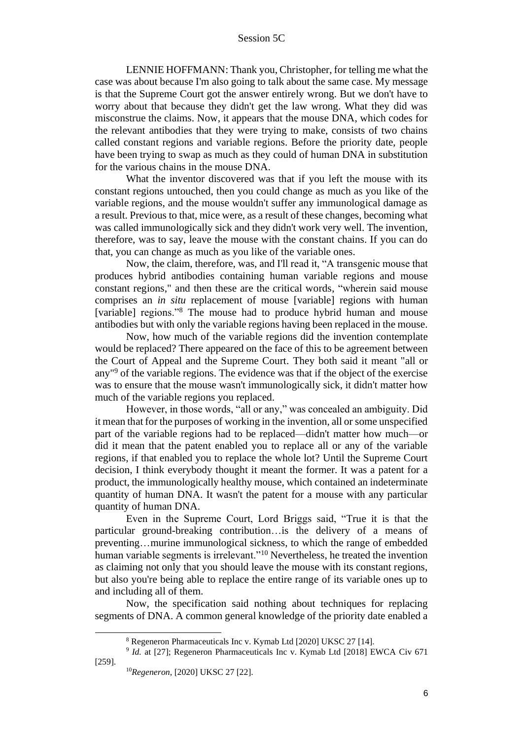LENNIE HOFFMANN: Thank you, Christopher, for telling me what the case was about because I'm also going to talk about the same case. My message is that the Supreme Court got the answer entirely wrong. But we don't have to worry about that because they didn't get the law wrong. What they did was misconstrue the claims. Now, it appears that the mouse DNA, which codes for the relevant antibodies that they were trying to make, consists of two chains called constant regions and variable regions. Before the priority date, people have been trying to swap as much as they could of human DNA in substitution for the various chains in the mouse DNA.

What the inventor discovered was that if you left the mouse with its constant regions untouched, then you could change as much as you like of the variable regions, and the mouse wouldn't suffer any immunological damage as a result. Previous to that, mice were, as a result of these changes, becoming what was called immunologically sick and they didn't work very well. The invention, therefore, was to say, leave the mouse with the constant chains. If you can do that, you can change as much as you like of the variable ones.

Now, the claim, therefore, was, and I'll read it, "A transgenic mouse that produces hybrid antibodies containing human variable regions and mouse constant regions," and then these are the critical words, "wherein said mouse comprises an *in situ* replacement of mouse [variable] regions with human [variable] regions."[8] The mouse had to produce hybrid human and mouse antibodies but with only the variable regions having been replaced in the mouse.

Now, how much of the variable regions did the invention contemplate would be replaced? There appeared on the face of this to be agreement between the Court of Appeal and the Supreme Court. They both said it meant "all or any"[9] of the variable regions. The evidence was that if the object of the exercise was to ensure that the mouse wasn't immunologically sick, it didn't matter how much of the variable regions you replaced.

However, in those words, "all or any," was concealed an ambiguity. Did it mean that for the purposes of working in the invention, all or some unspecified part of the variable regions had to be replaced—didn't matter how much—or did it mean that the patent enabled you to replace all or any of the variable regions, if that enabled you to replace the whole lot? Until the Supreme Court decision, I think everybody thought it meant the former. It was a patent for a product, the immunologically healthy mouse, which contained an indeterminate quantity of human DNA. It wasn't the patent for a mouse with any particular quantity of human DNA.

Even in the Supreme Court, Lord Briggs said, "True it is that the particular ground-breaking contribution…is the delivery of a means of preventing…murine immunological sickness, to which the range of embedded human variable segments is irrelevant."[10] Nevertheless, he treated the invention as claiming not only that you should leave the mouse with its constant regions, but also you're being able to replace the entire range of its variable ones up to and including all of them.

Now, the specification said nothing about techniques for replacing segments of DNA. A common general knowledge of the priority date enabled a

---

[8] Regeneron Pharmaceuticals Inc v. Kymab Ltd [2020] UKSC 27 [14].

[9] *Id.* at [27]; Regeneron Pharmaceuticals Inc v. Kymab Ltd [2018] EWCA Civ 671 [259].

[10] *Regeneron*, [2020] UKSC 27 [22].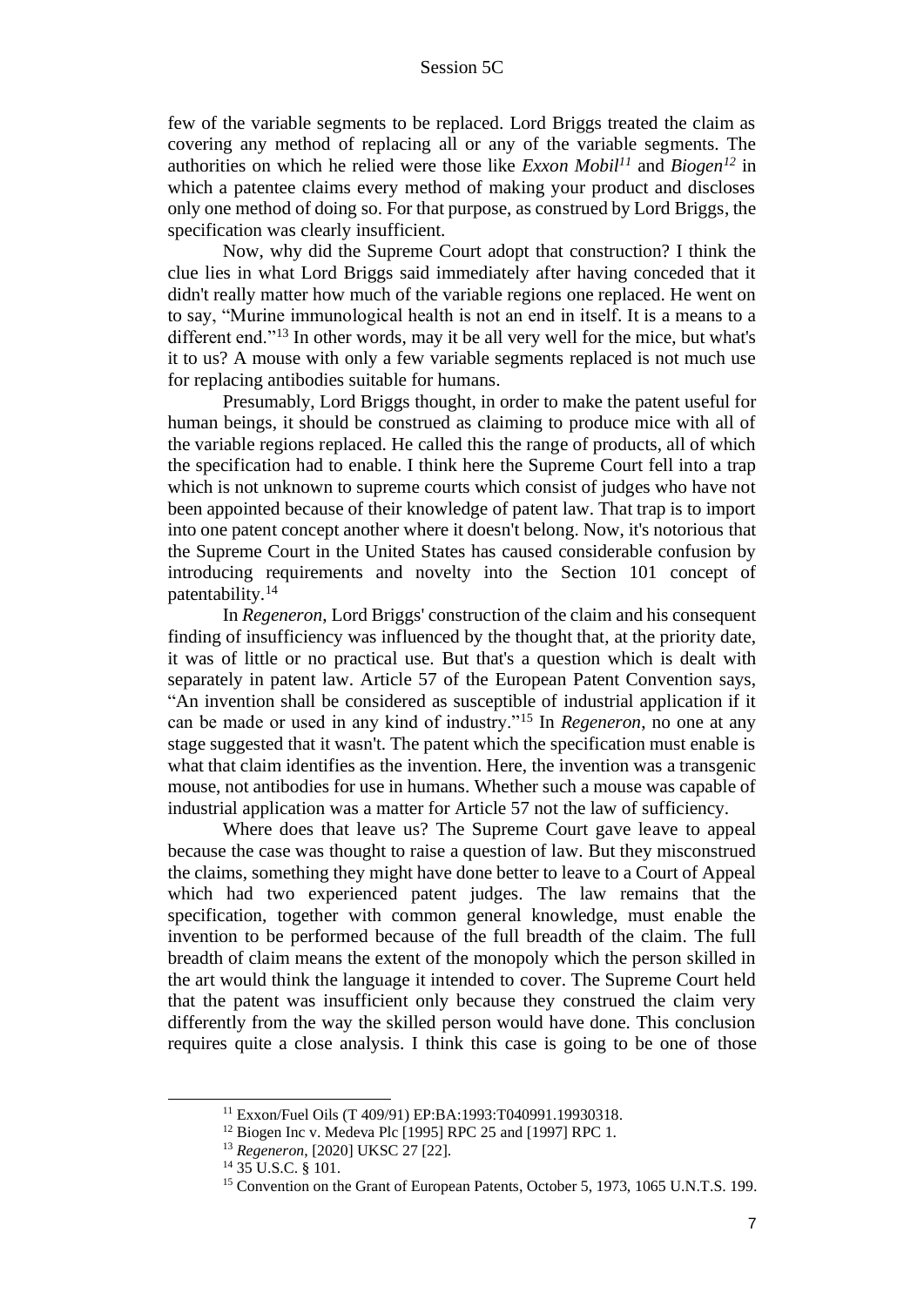few of the variable segments to be replaced. Lord Briggs treated the claim as covering any method of replacing all or any of the variable segments. The authorities on which he relied were those like *Exxon Mobil*[11] and *Biogen*[12] in which a patentee claims every method of making your product and discloses only one method of doing so. For that purpose, as construed by Lord Briggs, the specification was clearly insufficient.

Now, why did the Supreme Court adopt that construction? I think the clue lies in what Lord Briggs said immediately after having conceded that it didn't really matter how much of the variable regions one replaced. He went on to say, "Murine immunological health is not an end in itself. It is a means to a different end."[13] In other words, may it be all very well for the mice, but what's it to us? A mouse with only a few variable segments replaced is not much use for replacing antibodies suitable for humans.

Presumably, Lord Briggs thought, in order to make the patent useful for human beings, it should be construed as claiming to produce mice with all of the variable regions replaced. He called this the range of products, all of which the specification had to enable. I think here the Supreme Court fell into a trap which is not unknown to supreme courts which consist of judges who have not been appointed because of their knowledge of patent law. That trap is to import into one patent concept another where it doesn't belong. Now, it's notorious that the Supreme Court in the United States has caused considerable confusion by introducing requirements and novelty into the Section 101 concept of patentability.[14]

In *Regeneron*, Lord Briggs' construction of the claim and his consequent finding of insufficiency was influenced by the thought that, at the priority date, it was of little or no practical use. But that's a question which is dealt with separately in patent law. Article 57 of the European Patent Convention says, "An invention shall be considered as susceptible of industrial application if it can be made or used in any kind of industry."[15] In *Regeneron*, no one at any stage suggested that it wasn't. The patent which the specification must enable is what that claim identifies as the invention. Here, the invention was a transgenic mouse, not antibodies for use in humans. Whether such a mouse was capable of industrial application was a matter for Article 57 not the law of sufficiency.

Where does that leave us? The Supreme Court gave leave to appeal because the case was thought to raise a question of law. But they misconstrued the claims, something they might have done better to leave to a Court of Appeal which had two experienced patent judges. The law remains that the specification, together with common general knowledge, must enable the invention to be performed because of the full breadth of the claim. The full breadth of claim means the extent of the monopoly which the person skilled in the art would think the language it intended to cover. The Supreme Court held that the patent was insufficient only because they construed the claim very differently from the way the skilled person would have done. This conclusion requires quite a close analysis. I think this case is going to be one of those

---

[11] Exxon/Fuel Oils (T 409/91) EP:BA:1993:T040991.19930318.

[12] Biogen Inc v. Medeva Plc [1995] RPC 25 and [1997] RPC 1.

[13] *Regeneron*, [2020] UKSC 27 [22].

[14] 35 U.S.C. § 101.

[15] Convention on the Grant of European Patents, October 5, 1973, 1065 U.N.T.S. 199.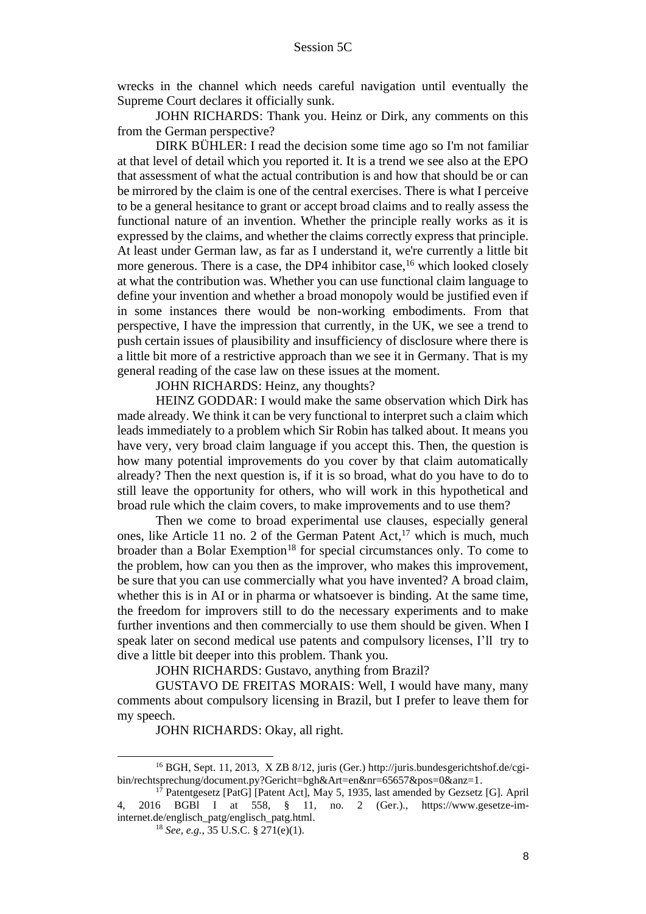wrecks in the channel which needs careful navigation until eventually the Supreme Court declares it officially sunk.

JOHN RICHARDS: Thank you. Heinz or Dirk, any comments on this from the German perspective?

DIRK BÜHLER: I read the decision some time ago so I'm not familiar at that level of detail which you reported it. It is a trend we see also at the EPO that assessment of what the actual contribution is and how that should be or can be mirrored by the claim is one of the central exercises. There is what I perceive to be a general hesitance to grant or accept broad claims and to really assess the functional nature of an invention. Whether the principle really works as it is expressed by the claims, and whether the claims correctly express that principle. At least under German law, as far as I understand it, we're currently a little bit more generous. There is a case, the DP4 inhibitor case,[16] which looked closely at what the contribution was. Whether you can use functional claim language to define your invention and whether a broad monopoly would be justified even if in some instances there would be non-working embodiments. From that perspective, I have the impression that currently, in the UK, we see a trend to push certain issues of plausibility and insufficiency of disclosure where there is a little bit more of a restrictive approach than we see it in Germany. That is my general reading of the case law on these issues at the moment.

JOHN RICHARDS: Heinz, any thoughts?

HEINZ GODDAR: I would make the same observation which Dirk has made already. We think it can be very functional to interpret such a claim which leads immediately to a problem which Sir Robin has talked about. It means you have very, very broad claim language if you accept this. Then, the question is how many potential improvements do you cover by that claim automatically already? Then the next question is, if it is so broad, what do you have to do to still leave the opportunity for others, who will work in this hypothetical and broad rule which the claim covers, to make improvements and to use them?

Then we come to broad experimental use clauses, especially general ones, like Article 11 no. 2 of the German Patent Act,[17] which is much, much broader than a Bolar Exemption[18] for special circumstances only. To come to the problem, how can you then as the improver, who makes this improvement, be sure that you can use commercially what you have invented? A broad claim, whether this is in AI or in pharma or whatsoever is binding. At the same time, the freedom for improvers still to do the necessary experiments and to make further inventions and then commercially to use them should be given. When I speak later on second medical use patents and compulsory licenses, I'll try to dive a little bit deeper into this problem. Thank you.

JOHN RICHARDS: Gustavo, anything from Brazil?

GUSTAVO DE FREITAS MORAIS: Well, I would have many, many comments about compulsory licensing in Brazil, but I prefer to leave them for my speech.

JOHN RICHARDS: Okay, all right.

---

[16] BGH, Sept. 11, 2013, X ZB 8/12, juris (Ger.) http://juris.bundesgerichtshof.de/cgi-bin/rechtsprechung/document.py?Gericht=bgh&Art=en&nr=65657&pos=0&anz=1.

[17] Patentgesetz [PatG] [Patent Act], May 5, 1935, last amended by Gezsetz [G]. April 4, 2016 BGBl I at 558, § 11, no. 2 (Ger.)., https://www.gesetze-im-internet.de/englisch_patg/englisch_patg.html.

[18] *See, e.g.*, 35 U.S.C. § 271(e)(1).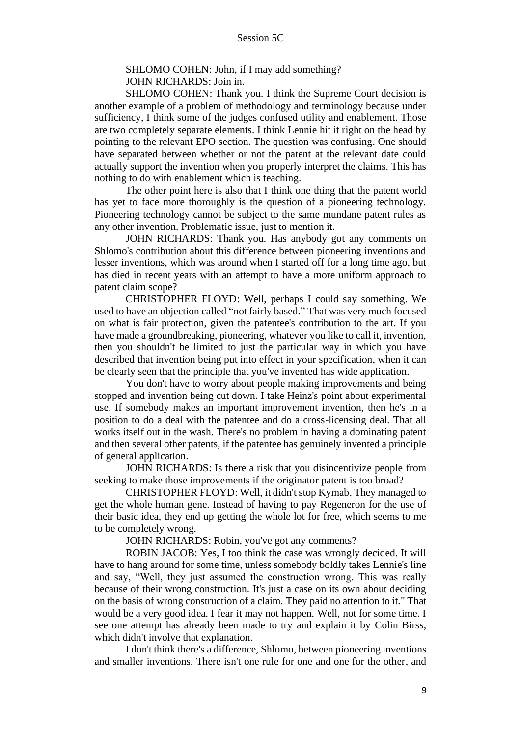SHLOMO COHEN: John, if I may add something?

JOHN RICHARDS: Join in.

SHLOMO COHEN: Thank you. I think the Supreme Court decision is another example of a problem of methodology and terminology because under sufficiency, I think some of the judges confused utility and enablement. Those are two completely separate elements. I think Lennie hit it right on the head by pointing to the relevant EPO section. The question was confusing. One should have separated between whether or not the patent at the relevant date could actually support the invention when you properly interpret the claims. This has nothing to do with enablement which is teaching.

The other point here is also that I think one thing that the patent world has yet to face more thoroughly is the question of a pioneering technology. Pioneering technology cannot be subject to the same mundane patent rules as any other invention. Problematic issue, just to mention it.

JOHN RICHARDS: Thank you. Has anybody got any comments on Shlomo's contribution about this difference between pioneering inventions and lesser inventions, which was around when I started off for a long time ago, but has died in recent years with an attempt to have a more uniform approach to patent claim scope?

CHRISTOPHER FLOYD: Well, perhaps I could say something. We used to have an objection called "not fairly based." That was very much focused on what is fair protection, given the patentee's contribution to the art. If you have made a groundbreaking, pioneering, whatever you like to call it, invention, then you shouldn't be limited to just the particular way in which you have described that invention being put into effect in your specification, when it can be clearly seen that the principle that you've invented has wide application.

You don't have to worry about people making improvements and being stopped and invention being cut down. I take Heinz's point about experimental use. If somebody makes an important improvement invention, then he's in a position to do a deal with the patentee and do a cross-licensing deal. That all works itself out in the wash. There's no problem in having a dominating patent and then several other patents, if the patentee has genuinely invented a principle of general application.

JOHN RICHARDS: Is there a risk that you disincentivize people from seeking to make those improvements if the originator patent is too broad?

CHRISTOPHER FLOYD: Well, it didn't stop Kymab. They managed to get the whole human gene. Instead of having to pay Regeneron for the use of their basic idea, they end up getting the whole lot for free, which seems to me to be completely wrong.

JOHN RICHARDS: Robin, you've got any comments?

ROBIN JACOB: Yes, I too think the case was wrongly decided. It will have to hang around for some time, unless somebody boldly takes Lennie's line and say, "Well, they just assumed the construction wrong. This was really because of their wrong construction. It's just a case on its own about deciding on the basis of wrong construction of a claim. They paid no attention to it." That would be a very good idea. I fear it may not happen. Well, not for some time. I see one attempt has already been made to try and explain it by Colin Birss, which didn't involve that explanation.

I don't think there's a difference, Shlomo, between pioneering inventions and smaller inventions. There isn't one rule for one and one for the other, and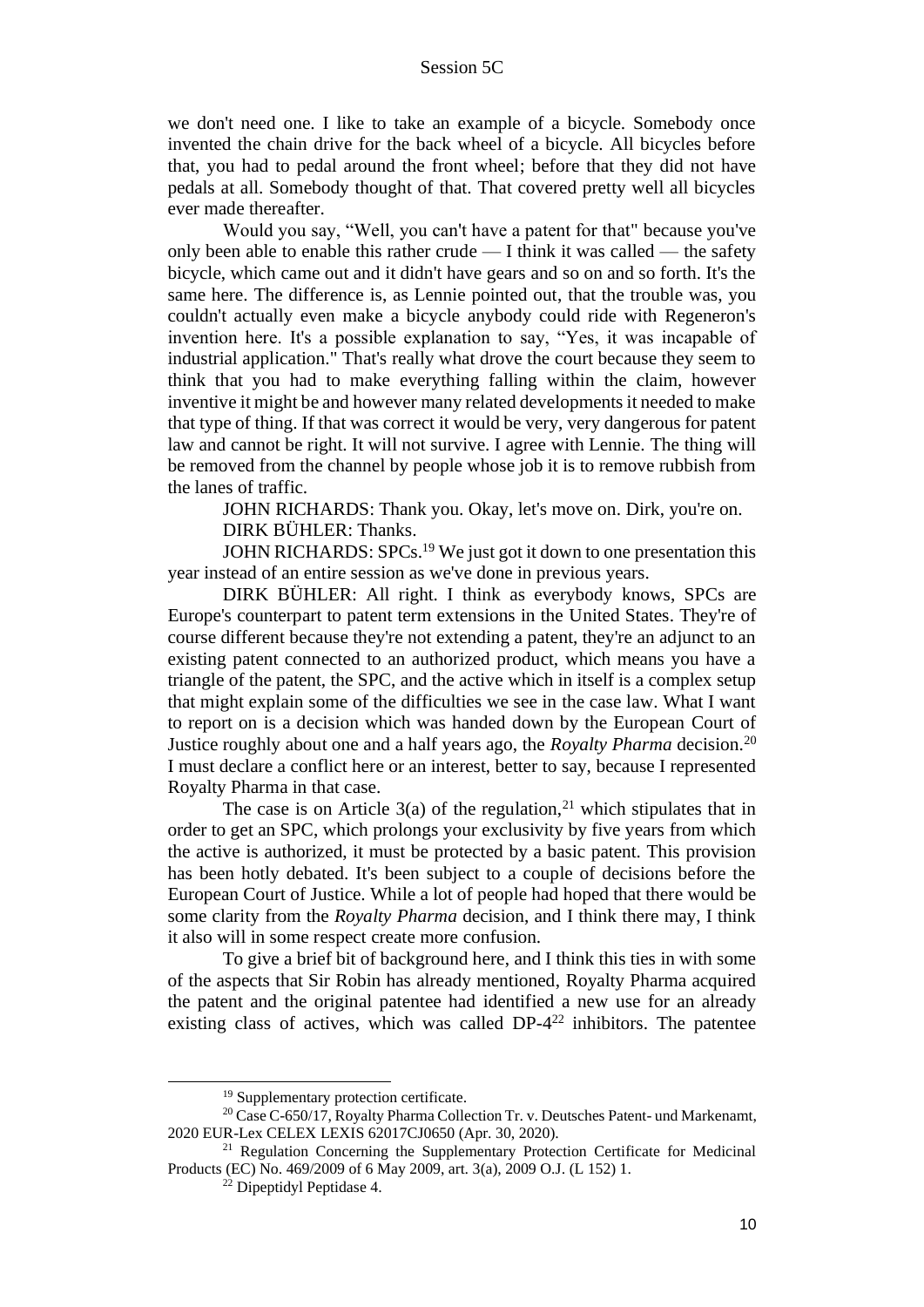we don't need one. I like to take an example of a bicycle. Somebody once invented the chain drive for the back wheel of a bicycle. All bicycles before that, you had to pedal around the front wheel; before that they did not have pedals at all. Somebody thought of that. That covered pretty well all bicycles ever made thereafter.

Would you say, "Well, you can't have a patent for that" because you've only been able to enable this rather crude — I think it was called — the safety bicycle, which came out and it didn't have gears and so on and so forth. It's the same here. The difference is, as Lennie pointed out, that the trouble was, you couldn't actually even make a bicycle anybody could ride with Regeneron's invention here. It's a possible explanation to say, "Yes, it was incapable of industrial application." That's really what drove the court because they seem to think that you had to make everything falling within the claim, however inventive it might be and however many related developments it needed to make that type of thing. If that was correct it would be very, very dangerous for patent law and cannot be right. It will not survive. I agree with Lennie. The thing will be removed from the channel by people whose job it is to remove rubbish from the lanes of traffic.

JOHN RICHARDS: Thank you. Okay, let's move on. Dirk, you're on.

DIRK BÜHLER: Thanks.

JOHN RICHARDS: SPCs.[19] We just got it down to one presentation this year instead of an entire session as we've done in previous years.

DIRK BÜHLER: All right. I think as everybody knows, SPCs are Europe's counterpart to patent term extensions in the United States. They're of course different because they're not extending a patent, they're an adjunct to an existing patent connected to an authorized product, which means you have a triangle of the patent, the SPC, and the active which in itself is a complex setup that might explain some of the difficulties we see in the case law. What I want to report on is a decision which was handed down by the European Court of Justice roughly about one and a half years ago, the *Royalty Pharma* decision.[20] I must declare a conflict here or an interest, better to say, because I represented Royalty Pharma in that case.

The case is on Article 3(a) of the regulation,[21] which stipulates that in order to get an SPC, which prolongs your exclusivity by five years from which the active is authorized, it must be protected by a basic patent. This provision has been hotly debated. It's been subject to a couple of decisions before the European Court of Justice. While a lot of people had hoped that there would be some clarity from the *Royalty Pharma* decision, and I think there may, I think it also will in some respect create more confusion.

To give a brief bit of background here, and I think this ties in with some of the aspects that Sir Robin has already mentioned, Royalty Pharma acquired the patent and the original patentee had identified a new use for an already existing class of actives, which was called DP-4[22] inhibitors. The patentee

---

[19] Supplementary protection certificate.

[20] Case C-650/17, Royalty Pharma Collection Tr. v. Deutsches Patent- und Markenamt, 2020 EUR-Lex CELEX LEXIS 62017CJ0650 (Apr. 30, 2020).

[21] Regulation Concerning the Supplementary Protection Certificate for Medicinal Products (EC) No. 469/2009 of 6 May 2009, art. 3(a), 2009 O.J. (L 152) 1.

[22] Dipeptidyl Peptidase 4.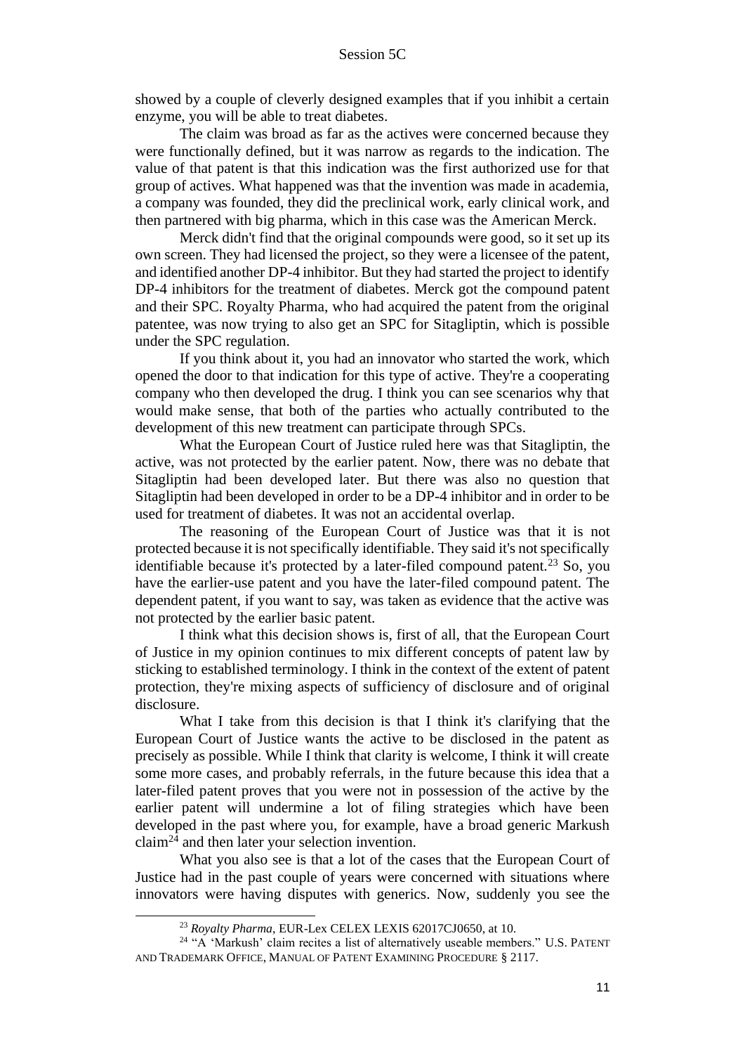showed by a couple of cleverly designed examples that if you inhibit a certain enzyme, you will be able to treat diabetes.

The claim was broad as far as the actives were concerned because they were functionally defined, but it was narrow as regards to the indication. The value of that patent is that this indication was the first authorized use for that group of actives. What happened was that the invention was made in academia, a company was founded, they did the preclinical work, early clinical work, and then partnered with big pharma, which in this case was the American Merck.

Merck didn't find that the original compounds were good, so it set up its own screen. They had licensed the project, so they were a licensee of the patent, and identified another DP-4 inhibitor. But they had started the project to identify DP-4 inhibitors for the treatment of diabetes. Merck got the compound patent and their SPC. Royalty Pharma, who had acquired the patent from the original patentee, was now trying to also get an SPC for Sitagliptin, which is possible under the SPC regulation.

If you think about it, you had an innovator who started the work, which opened the door to that indication for this type of active. They're a cooperating company who then developed the drug. I think you can see scenarios why that would make sense, that both of the parties who actually contributed to the development of this new treatment can participate through SPCs.

What the European Court of Justice ruled here was that Sitagliptin, the active, was not protected by the earlier patent. Now, there was no debate that Sitagliptin had been developed later. But there was also no question that Sitagliptin had been developed in order to be a DP-4 inhibitor and in order to be used for treatment of diabetes. It was not an accidental overlap.

The reasoning of the European Court of Justice was that it is not protected because it is not specifically identifiable. They said it's not specifically identifiable because it's protected by a later-filed compound patent.[23] So, you have the earlier-use patent and you have the later-filed compound patent. The dependent patent, if you want to say, was taken as evidence that the active was not protected by the earlier basic patent.

I think what this decision shows is, first of all, that the European Court of Justice in my opinion continues to mix different concepts of patent law by sticking to established terminology. I think in the context of the extent of patent protection, they're mixing aspects of sufficiency of disclosure and of original disclosure.

What I take from this decision is that I think it's clarifying that the European Court of Justice wants the active to be disclosed in the patent as precisely as possible. While I think that clarity is welcome, I think it will create some more cases, and probably referrals, in the future because this idea that a later-filed patent proves that you were not in possession of the active by the earlier patent will undermine a lot of filing strategies which have been developed in the past where you, for example, have a broad generic Markush claim[24] and then later your selection invention.

What you also see is that a lot of the cases that the European Court of Justice had in the past couple of years were concerned with situations where innovators were having disputes with generics. Now, suddenly you see the

---

[23] *Royalty Pharma*, EUR-Lex CELEX LEXIS 62017CJ0650, at 10.

[24] "A 'Markush' claim recites a list of alternatively useable members." U.S. PATENT AND TRADEMARK OFFICE, MANUAL OF PATENT EXAMINING PROCEDURE § 2117.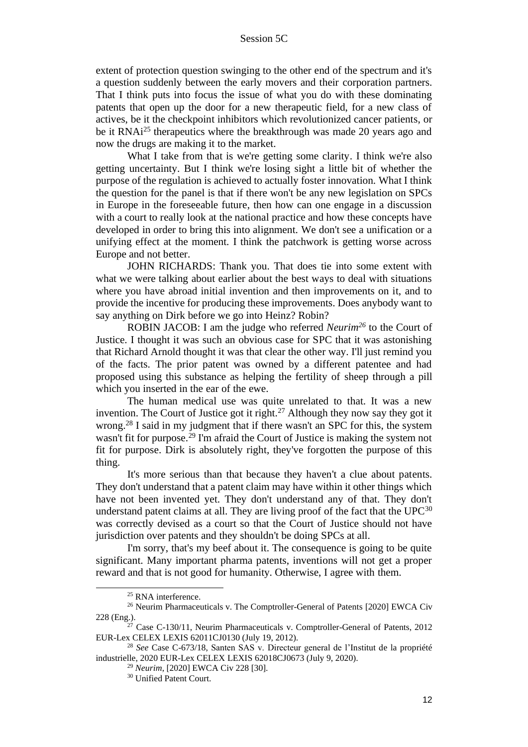extent of protection question swinging to the other end of the spectrum and it's a question suddenly between the early movers and their corporation partners. That I think puts into focus the issue of what you do with these dominating patents that open up the door for a new therapeutic field, for a new class of actives, be it the checkpoint inhibitors which revolutionized cancer patients, or be it RNAi[25] therapeutics where the breakthrough was made 20 years ago and now the drugs are making it to the market.

What I take from that is we're getting some clarity. I think we're also getting uncertainty. But I think we're losing sight a little bit of whether the purpose of the regulation is achieved to actually foster innovation. What I think the question for the panel is that if there won't be any new legislation on SPCs in Europe in the foreseeable future, then how can one engage in a discussion with a court to really look at the national practice and how these concepts have developed in order to bring this into alignment. We don't see a unification or a unifying effect at the moment. I think the patchwork is getting worse across Europe and not better.

JOHN RICHARDS: Thank you. That does tie into some extent with what we were talking about earlier about the best ways to deal with situations where you have abroad initial invention and then improvements on it, and to provide the incentive for producing these improvements. Does anybody want to say anything on Dirk before we go into Heinz? Robin?

ROBIN JACOB: I am the judge who referred *Neurim*[26] to the Court of Justice. I thought it was such an obvious case for SPC that it was astonishing that Richard Arnold thought it was that clear the other way. I'll just remind you of the facts. The prior patent was owned by a different patentee and had proposed using this substance as helping the fertility of sheep through a pill which you inserted in the ear of the ewe.

The human medical use was quite unrelated to that. It was a new invention. The Court of Justice got it right.[27] Although they now say they got it wrong.[28] I said in my judgment that if there wasn't an SPC for this, the system wasn't fit for purpose.[29] I'm afraid the Court of Justice is making the system not fit for purpose. Dirk is absolutely right, they've forgotten the purpose of this thing.

It's more serious than that because they haven't a clue about patents. They don't understand that a patent claim may have within it other things which have not been invented yet. They don't understand any of that. They don't understand patent claims at all. They are living proof of the fact that the UPC[30] was correctly devised as a court so that the Court of Justice should not have jurisdiction over patents and they shouldn't be doing SPCs at all.

I'm sorry, that's my beef about it. The consequence is going to be quite significant. Many important pharma patents, inventions will not get a proper reward and that is not good for humanity. Otherwise, I agree with them.

---

[25] RNA interference.

[26] Neurim Pharmaceuticals v. The Comptroller-General of Patents [2020] EWCA Civ 228 (Eng.).

[27] Case C-130/11, Neurim Pharmaceuticals v. Comptroller-General of Patents, 2012 EUR-Lex CELEX LEXIS 62011CJ0130 (July 19, 2012).

[28] *See* Case C-673/18, Santen SAS v. Directeur general de l'Institut de la propriété industrielle, 2020 EUR-Lex CELEX LEXIS 62018CJ0673 (July 9, 2020).

[29] *Neurim*, [2020] EWCA Civ 228 [30].

[30] Unified Patent Court.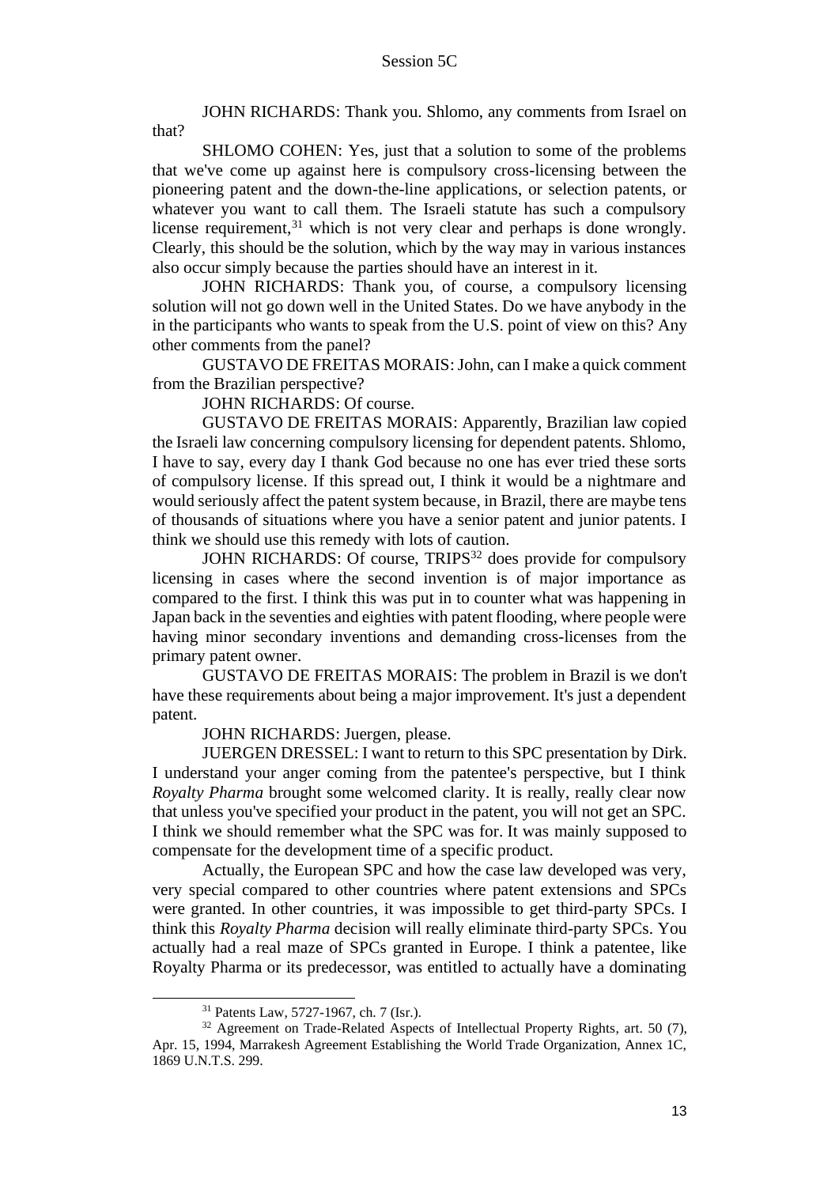JOHN RICHARDS: Thank you. Shlomo, any comments from Israel on that?

SHLOMO COHEN: Yes, just that a solution to some of the problems that we've come up against here is compulsory cross-licensing between the pioneering patent and the down-the-line applications, or selection patents, or whatever you want to call them. The Israeli statute has such a compulsory license requirement,[31] which is not very clear and perhaps is done wrongly. Clearly, this should be the solution, which by the way may in various instances also occur simply because the parties should have an interest in it.

JOHN RICHARDS: Thank you, of course, a compulsory licensing solution will not go down well in the United States. Do we have anybody in the in the participants who wants to speak from the U.S. point of view on this? Any other comments from the panel?

GUSTAVO DE FREITAS MORAIS: John, can I make a quick comment from the Brazilian perspective?

JOHN RICHARDS: Of course.

GUSTAVO DE FREITAS MORAIS: Apparently, Brazilian law copied the Israeli law concerning compulsory licensing for dependent patents. Shlomo, I have to say, every day I thank God because no one has ever tried these sorts of compulsory license. If this spread out, I think it would be a nightmare and would seriously affect the patent system because, in Brazil, there are maybe tens of thousands of situations where you have a senior patent and junior patents. I think we should use this remedy with lots of caution.

JOHN RICHARDS: Of course, TRIPS[32] does provide for compulsory licensing in cases where the second invention is of major importance as compared to the first. I think this was put in to counter what was happening in Japan back in the seventies and eighties with patent flooding, where people were having minor secondary inventions and demanding cross-licenses from the primary patent owner.

GUSTAVO DE FREITAS MORAIS: The problem in Brazil is we don't have these requirements about being a major improvement. It's just a dependent patent.

JOHN RICHARDS: Juergen, please.

JUERGEN DRESSEL: I want to return to this SPC presentation by Dirk. I understand your anger coming from the patentee's perspective, but I think *Royalty Pharma* brought some welcomed clarity. It is really, really clear now that unless you've specified your product in the patent, you will not get an SPC. I think we should remember what the SPC was for. It was mainly supposed to compensate for the development time of a specific product.

Actually, the European SPC and how the case law developed was very, very special compared to other countries where patent extensions and SPCs were granted. In other countries, it was impossible to get third-party SPCs. I think this *Royalty Pharma* decision will really eliminate third-party SPCs. You actually had a real maze of SPCs granted in Europe. I think a patentee, like Royalty Pharma or its predecessor, was entitled to actually have a dominating

---

[31] Patents Law, 5727-1967, ch. 7 (Isr.).

[32] Agreement on Trade-Related Aspects of Intellectual Property Rights, art. 50 (7), Apr. 15, 1994, Marrakesh Agreement Establishing the World Trade Organization, Annex 1C, 1869 U.N.T.S. 299.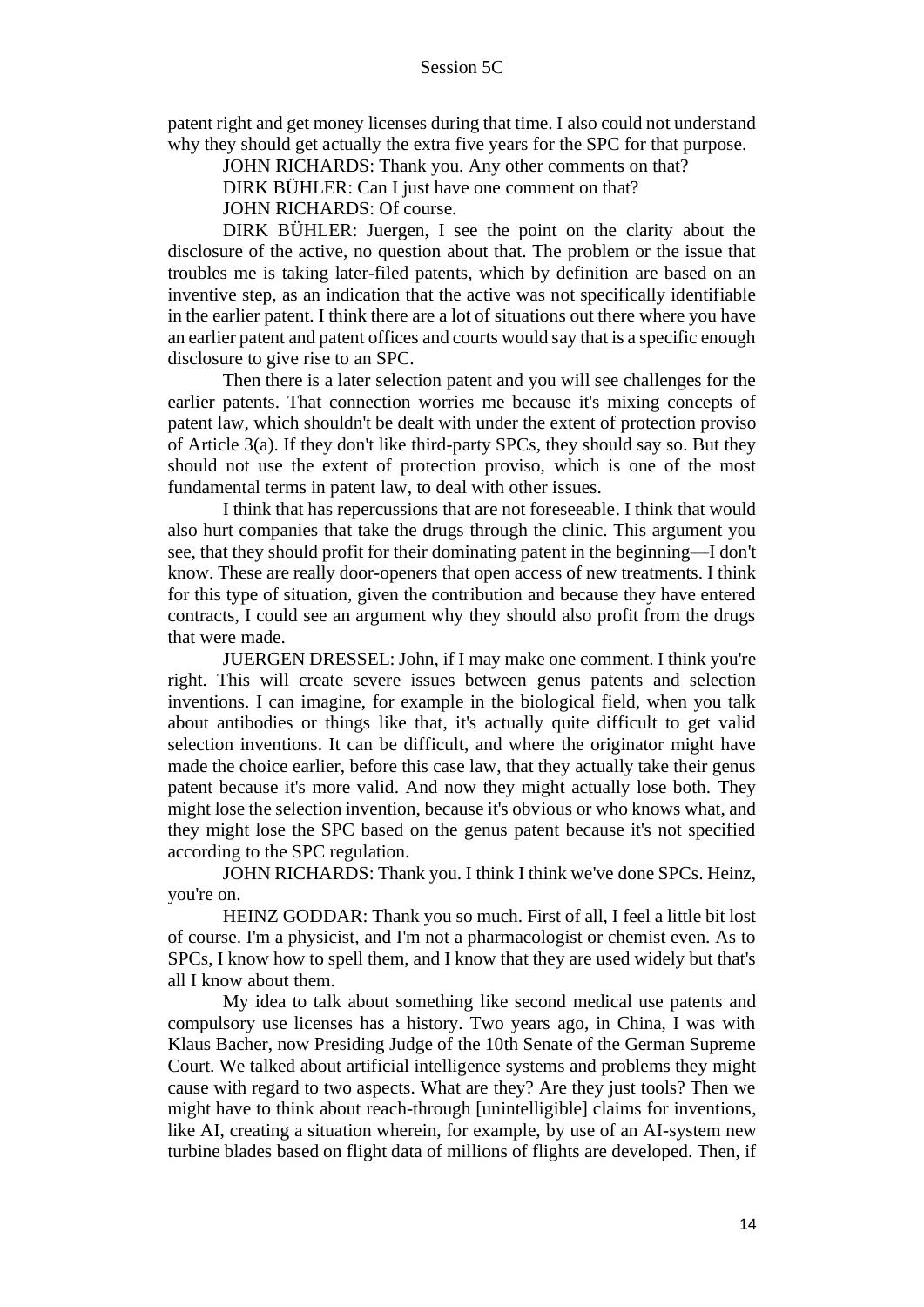patent right and get money licenses during that time. I also could not understand why they should get actually the extra five years for the SPC for that purpose.

JOHN RICHARDS: Thank you. Any other comments on that?

DIRK BÜHLER: Can I just have one comment on that?

JOHN RICHARDS: Of course.

DIRK BÜHLER: Juergen, I see the point on the clarity about the disclosure of the active, no question about that. The problem or the issue that troubles me is taking later-filed patents, which by definition are based on an inventive step, as an indication that the active was not specifically identifiable in the earlier patent. I think there are a lot of situations out there where you have an earlier patent and patent offices and courts would say that is a specific enough disclosure to give rise to an SPC.

Then there is a later selection patent and you will see challenges for the earlier patents. That connection worries me because it's mixing concepts of patent law, which shouldn't be dealt with under the extent of protection proviso of Article 3(a). If they don't like third-party SPCs, they should say so. But they should not use the extent of protection proviso, which is one of the most fundamental terms in patent law, to deal with other issues.

I think that has repercussions that are not foreseeable. I think that would also hurt companies that take the drugs through the clinic. This argument you see, that they should profit for their dominating patent in the beginning—I don't know. These are really door-openers that open access of new treatments. I think for this type of situation, given the contribution and because they have entered contracts, I could see an argument why they should also profit from the drugs that were made.

JUERGEN DRESSEL: John, if I may make one comment. I think you're right. This will create severe issues between genus patents and selection inventions. I can imagine, for example in the biological field, when you talk about antibodies or things like that, it's actually quite difficult to get valid selection inventions. It can be difficult, and where the originator might have made the choice earlier, before this case law, that they actually take their genus patent because it's more valid. And now they might actually lose both. They might lose the selection invention, because it's obvious or who knows what, and they might lose the SPC based on the genus patent because it's not specified according to the SPC regulation.

JOHN RICHARDS: Thank you. I think I think we've done SPCs. Heinz, you're on.

HEINZ GODDAR: Thank you so much. First of all, I feel a little bit lost of course. I'm a physicist, and I'm not a pharmacologist or chemist even. As to SPCs, I know how to spell them, and I know that they are used widely but that's all I know about them.

My idea to talk about something like second medical use patents and compulsory use licenses has a history. Two years ago, in China, I was with Klaus Bacher, now Presiding Judge of the 10th Senate of the German Supreme Court. We talked about artificial intelligence systems and problems they might cause with regard to two aspects. What are they? Are they just tools? Then we might have to think about reach-through [unintelligible] claims for inventions, like AI, creating a situation wherein, for example, by use of an AI-system new turbine blades based on flight data of millions of flights are developed. Then, if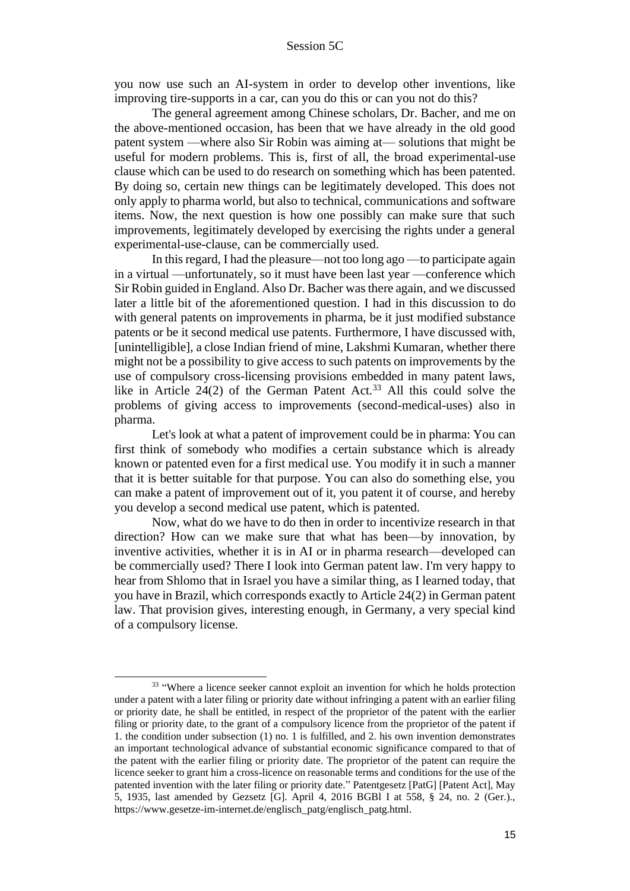you now use such an AI-system in order to develop other inventions, like improving tire-supports in a car, can you do this or can you not do this?

The general agreement among Chinese scholars, Dr. Bacher, and me on the above-mentioned occasion, has been that we have already in the old good patent system —where also Sir Robin was aiming at— solutions that might be useful for modern problems. This is, first of all, the broad experimental-use clause which can be used to do research on something which has been patented. By doing so, certain new things can be legitimately developed. This does not only apply to pharma world, but also to technical, communications and software items. Now, the next question is how one possibly can make sure that such improvements, legitimately developed by exercising the rights under a general experimental-use-clause, can be commercially used.

In this regard, I had the pleasure—not too long ago —to participate again in a virtual —unfortunately, so it must have been last year —conference which Sir Robin guided in England. Also Dr. Bacher was there again, and we discussed later a little bit of the aforementioned question. I had in this discussion to do with general patents on improvements in pharma, be it just modified substance patents or be it second medical use patents. Furthermore, I have discussed with, [unintelligible], a close Indian friend of mine, Lakshmi Kumaran, whether there might not be a possibility to give access to such patents on improvements by the use of compulsory cross-licensing provisions embedded in many patent laws, like in Article 24(2) of the German Patent Act.[33] All this could solve the problems of giving access to improvements (second-medical-uses) also in pharma.

Let's look at what a patent of improvement could be in pharma: You can first think of somebody who modifies a certain substance which is already known or patented even for a first medical use. You modify it in such a manner that it is better suitable for that purpose. You can also do something else, you can make a patent of improvement out of it, you patent it of course, and hereby you develop a second medical use patent, which is patented.

Now, what do we have to do then in order to incentivize research in that direction? How can we make sure that what has been—by innovation, by inventive activities, whether it is in AI or in pharma research—developed can be commercially used? There I look into German patent law. I'm very happy to hear from Shlomo that in Israel you have a similar thing, as I learned today, that you have in Brazil, which corresponds exactly to Article 24(2) in German patent law. That provision gives, interesting enough, in Germany, a very special kind of a compulsory license.

[33] "Where a licence seeker cannot exploit an invention for which he holds protection under a patent with a later filing or priority date without infringing a patent with an earlier filing or priority date, he shall be entitled, in respect of the proprietor of the patent with the earlier filing or priority date, to the grant of a compulsory licence from the proprietor of the patent if 1. the condition under subsection (1) no. 1 is fulfilled, and 2. his own invention demonstrates an important technological advance of substantial economic significance compared to that of the patent with the earlier filing or priority date. The proprietor of the patent can require the licence seeker to grant him a cross-licence on reasonable terms and conditions for the use of the patented invention with the later filing or priority date." Patentgesetz [PatG] [Patent Act], May 5, 1935, last amended by Gezsetz [G]. April 4, 2016 BGBl I at 558, § 24, no. 2 (Ger.)., https://www.gesetze-im-internet.de/englisch_patg/englisch_patg.html.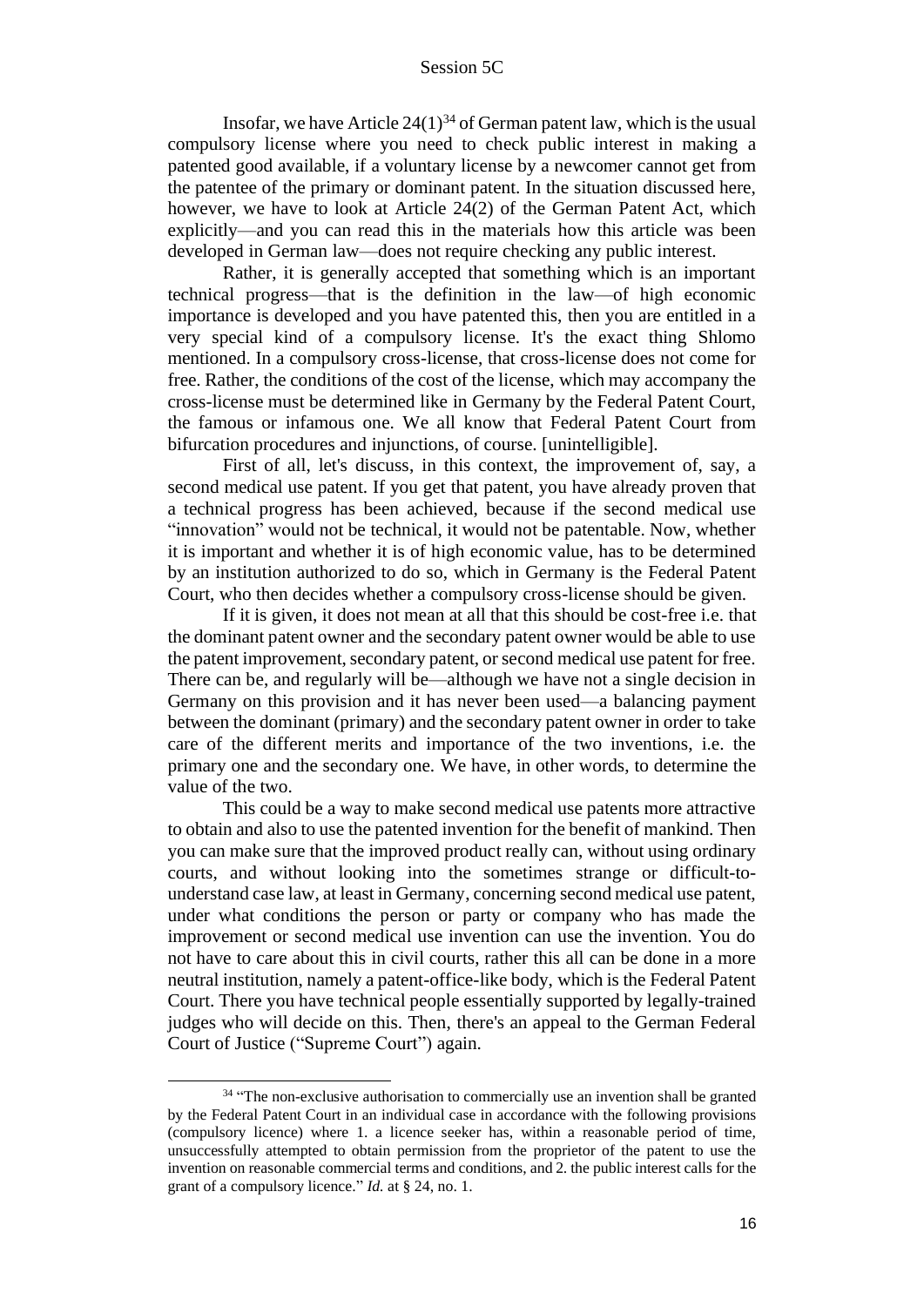Insofar, we have Article 24(1)[34] of German patent law, which is the usual compulsory license where you need to check public interest in making a patented good available, if a voluntary license by a newcomer cannot get from the patentee of the primary or dominant patent. In the situation discussed here, however, we have to look at Article 24(2) of the German Patent Act, which explicitly—and you can read this in the materials how this article was been developed in German law—does not require checking any public interest.

Rather, it is generally accepted that something which is an important technical progress—that is the definition in the law—of high economic importance is developed and you have patented this, then you are entitled in a very special kind of a compulsory license. It's the exact thing Shlomo mentioned. In a compulsory cross-license, that cross-license does not come for free. Rather, the conditions of the cost of the license, which may accompany the cross-license must be determined like in Germany by the Federal Patent Court, the famous or infamous one. We all know that Federal Patent Court from bifurcation procedures and injunctions, of course. [unintelligible].

First of all, let's discuss, in this context, the improvement of, say, a second medical use patent. If you get that patent, you have already proven that a technical progress has been achieved, because if the second medical use "innovation" would not be technical, it would not be patentable. Now, whether it is important and whether it is of high economic value, has to be determined by an institution authorized to do so, which in Germany is the Federal Patent Court, who then decides whether a compulsory cross-license should be given.

If it is given, it does not mean at all that this should be cost-free i.e. that the dominant patent owner and the secondary patent owner would be able to use the patent improvement, secondary patent, or second medical use patent for free. There can be, and regularly will be—although we have not a single decision in Germany on this provision and it has never been used—a balancing payment between the dominant (primary) and the secondary patent owner in order to take care of the different merits and importance of the two inventions, i.e. the primary one and the secondary one. We have, in other words, to determine the value of the two.

This could be a way to make second medical use patents more attractive to obtain and also to use the patented invention for the benefit of mankind. Then you can make sure that the improved product really can, without using ordinary courts, and without looking into the sometimes strange or difficult-to-understand case law, at least in Germany, concerning second medical use patent, under what conditions the person or party or company who has made the improvement or second medical use invention can use the invention. You do not have to care about this in civil courts, rather this all can be done in a more neutral institution, namely a patent-office-like body, which is the Federal Patent Court. There you have technical people essentially supported by legally-trained judges who will decide on this. Then, there's an appeal to the German Federal Court of Justice ("Supreme Court") again.

---

[34] "The non-exclusive authorisation to commercially use an invention shall be granted by the Federal Patent Court in an individual case in accordance with the following provisions (compulsory licence) where 1. a licence seeker has, within a reasonable period of time, unsuccessfully attempted to obtain permission from the proprietor of the patent to use the invention on reasonable commercial terms and conditions, and 2. the public interest calls for the grant of a compulsory licence." *Id.* at § 24, no. 1.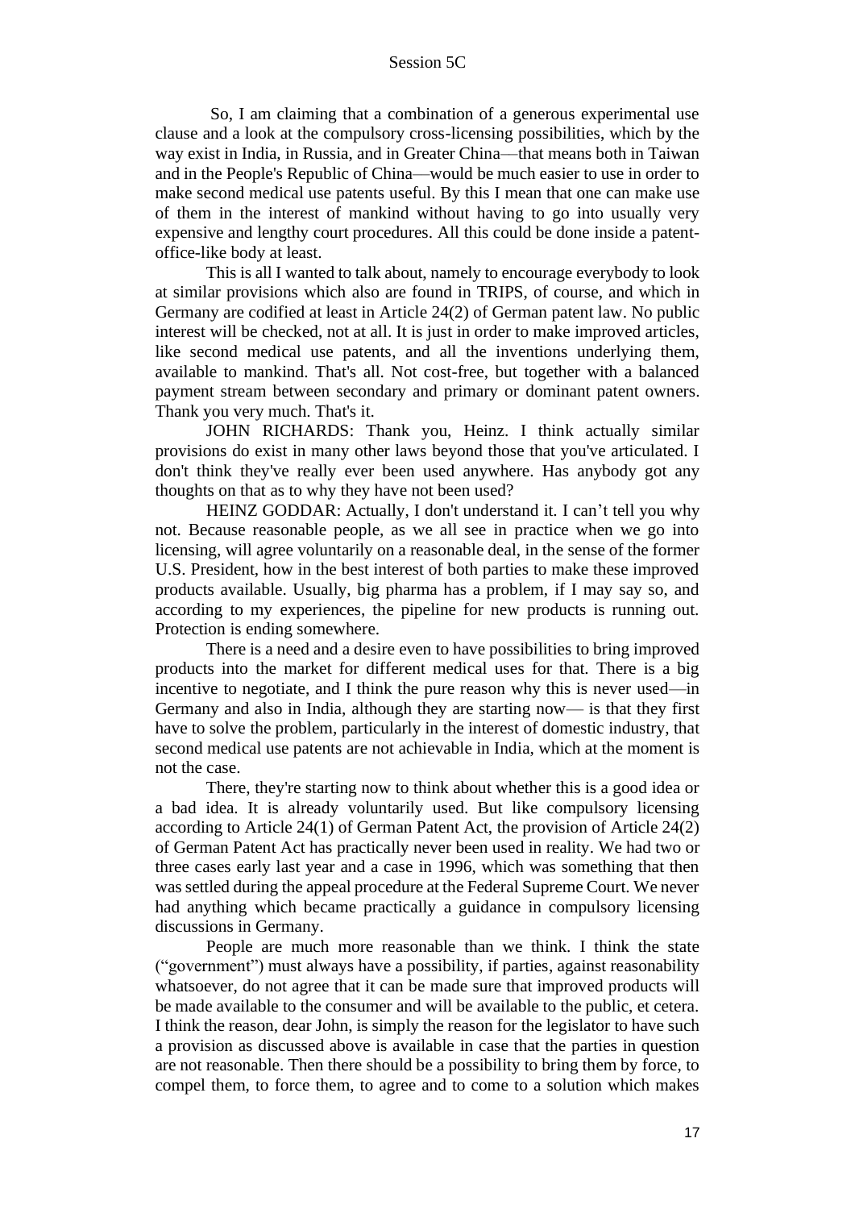So, I am claiming that a combination of a generous experimental use clause and a look at the compulsory cross-licensing possibilities, which by the way exist in India, in Russia, and in Greater China—that means both in Taiwan and in the People's Republic of China—would be much easier to use in order to make second medical use patents useful. By this I mean that one can make use of them in the interest of mankind without having to go into usually very expensive and lengthy court procedures. All this could be done inside a patent-office-like body at least.

This is all I wanted to talk about, namely to encourage everybody to look at similar provisions which also are found in TRIPS, of course, and which in Germany are codified at least in Article 24(2) of German patent law. No public interest will be checked, not at all. It is just in order to make improved articles, like second medical use patents, and all the inventions underlying them, available to mankind. That's all. Not cost-free, but together with a balanced payment stream between secondary and primary or dominant patent owners. Thank you very much. That's it.

JOHN RICHARDS: Thank you, Heinz. I think actually similar provisions do exist in many other laws beyond those that you've articulated. I don't think they've really ever been used anywhere. Has anybody got any thoughts on that as to why they have not been used?

HEINZ GODDAR: Actually, I don't understand it. I can't tell you why not. Because reasonable people, as we all see in practice when we go into licensing, will agree voluntarily on a reasonable deal, in the sense of the former U.S. President, how in the best interest of both parties to make these improved products available. Usually, big pharma has a problem, if I may say so, and according to my experiences, the pipeline for new products is running out. Protection is ending somewhere.

There is a need and a desire even to have possibilities to bring improved products into the market for different medical uses for that. There is a big incentive to negotiate, and I think the pure reason why this is never used—in Germany and also in India, although they are starting now— is that they first have to solve the problem, particularly in the interest of domestic industry, that second medical use patents are not achievable in India, which at the moment is not the case.

There, they're starting now to think about whether this is a good idea or a bad idea. It is already voluntarily used. But like compulsory licensing according to Article 24(1) of German Patent Act, the provision of Article 24(2) of German Patent Act has practically never been used in reality. We had two or three cases early last year and a case in 1996, which was something that then was settled during the appeal procedure at the Federal Supreme Court. We never had anything which became practically a guidance in compulsory licensing discussions in Germany.

People are much more reasonable than we think. I think the state ("government") must always have a possibility, if parties, against reasonability whatsoever, do not agree that it can be made sure that improved products will be made available to the consumer and will be available to the public, et cetera. I think the reason, dear John, is simply the reason for the legislator to have such a provision as discussed above is available in case that the parties in question are not reasonable. Then there should be a possibility to bring them by force, to compel them, to force them, to agree and to come to a solution which makes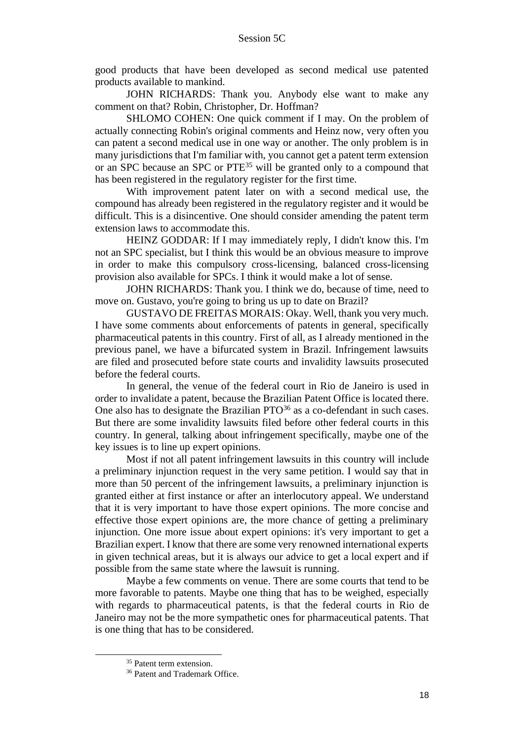good products that have been developed as second medical use patented products available to mankind.

JOHN RICHARDS: Thank you. Anybody else want to make any comment on that? Robin, Christopher, Dr. Hoffman?

SHLOMO COHEN: One quick comment if I may. On the problem of actually connecting Robin's original comments and Heinz now, very often you can patent a second medical use in one way or another. The only problem is in many jurisdictions that I'm familiar with, you cannot get a patent term extension or an SPC because an SPC or PTE[35] will be granted only to a compound that has been registered in the regulatory register for the first time.

With improvement patent later on with a second medical use, the compound has already been registered in the regulatory register and it would be difficult. This is a disincentive. One should consider amending the patent term extension laws to accommodate this.

HEINZ GODDAR: If I may immediately reply, I didn't know this. I'm not an SPC specialist, but I think this would be an obvious measure to improve in order to make this compulsory cross-licensing, balanced cross-licensing provision also available for SPCs. I think it would make a lot of sense.

JOHN RICHARDS: Thank you. I think we do, because of time, need to move on. Gustavo, you're going to bring us up to date on Brazil?

GUSTAVO DE FREITAS MORAIS: Okay. Well, thank you very much. I have some comments about enforcements of patents in general, specifically pharmaceutical patents in this country. First of all, as I already mentioned in the previous panel, we have a bifurcated system in Brazil. Infringement lawsuits are filed and prosecuted before state courts and invalidity lawsuits prosecuted before the federal courts.

In general, the venue of the federal court in Rio de Janeiro is used in order to invalidate a patent, because the Brazilian Patent Office is located there. One also has to designate the Brazilian PTO[36] as a co-defendant in such cases. But there are some invalidity lawsuits filed before other federal courts in this country. In general, talking about infringement specifically, maybe one of the key issues is to line up expert opinions.

Most if not all patent infringement lawsuits in this country will include a preliminary injunction request in the very same petition. I would say that in more than 50 percent of the infringement lawsuits, a preliminary injunction is granted either at first instance or after an interlocutory appeal. We understand that it is very important to have those expert opinions. The more concise and effective those expert opinions are, the more chance of getting a preliminary injunction. One more issue about expert opinions: it's very important to get a Brazilian expert. I know that there are some very renowned international experts in given technical areas, but it is always our advice to get a local expert and if possible from the same state where the lawsuit is running.

Maybe a few comments on venue. There are some courts that tend to be more favorable to patents. Maybe one thing that has to be weighed, especially with regards to pharmaceutical patents, is that the federal courts in Rio de Janeiro may not be the more sympathetic ones for pharmaceutical patents. That is one thing that has to be considered.

---

[35] Patent term extension.

[36] Patent and Trademark Office.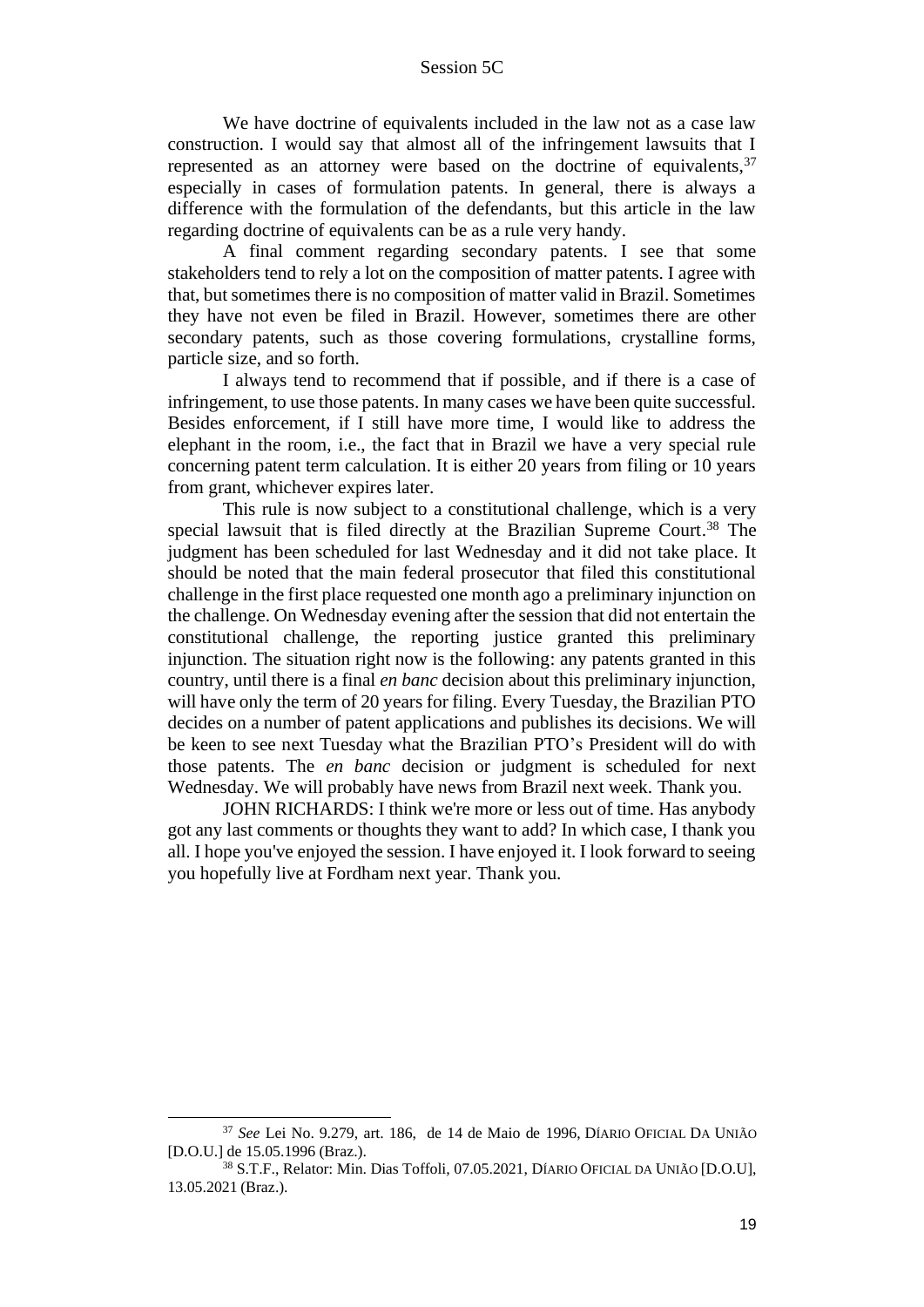We have doctrine of equivalents included in the law not as a case law construction. I would say that almost all of the infringement lawsuits that I represented as an attorney were based on the doctrine of equivalents,[37] especially in cases of formulation patents. In general, there is always a difference with the formulation of the defendants, but this article in the law regarding doctrine of equivalents can be as a rule very handy.

A final comment regarding secondary patents. I see that some stakeholders tend to rely a lot on the composition of matter patents. I agree with that, but sometimes there is no composition of matter valid in Brazil. Sometimes they have not even be filed in Brazil. However, sometimes there are other secondary patents, such as those covering formulations, crystalline forms, particle size, and so forth.

I always tend to recommend that if possible, and if there is a case of infringement, to use those patents. In many cases we have been quite successful. Besides enforcement, if I still have more time, I would like to address the elephant in the room, i.e., the fact that in Brazil we have a very special rule concerning patent term calculation. It is either 20 years from filing or 10 years from grant, whichever expires later.

This rule is now subject to a constitutional challenge, which is a very special lawsuit that is filed directly at the Brazilian Supreme Court.[38] The judgment has been scheduled for last Wednesday and it did not take place. It should be noted that the main federal prosecutor that filed this constitutional challenge in the first place requested one month ago a preliminary injunction on the challenge. On Wednesday evening after the session that did not entertain the constitutional challenge, the reporting justice granted this preliminary injunction. The situation right now is the following: any patents granted in this country, until there is a final *en banc* decision about this preliminary injunction, will have only the term of 20 years for filing. Every Tuesday, the Brazilian PTO decides on a number of patent applications and publishes its decisions. We will be keen to see next Tuesday what the Brazilian PTO's President will do with those patents. The *en banc* decision or judgment is scheduled for next Wednesday. We will probably have news from Brazil next week. Thank you.

JOHN RICHARDS: I think we're more or less out of time. Has anybody got any last comments or thoughts they want to add? In which case, I thank you all. I hope you've enjoyed the session. I have enjoyed it. I look forward to seeing you hopefully live at Fordham next year. Thank you.

---

[37] *See* Lei No. 9.279, art. 186, de 14 de Maio de 1996, DÍARIO OFICIAL DA UNIÃO [D.O.U.] de 15.05.1996 (Braz.).

[38] S.T.F., Relator: Min. Dias Toffoli, 07.05.2021, DÍARIO OFICIAL DA UNIÃO [D.O.U], 13.05.2021 (Braz.).